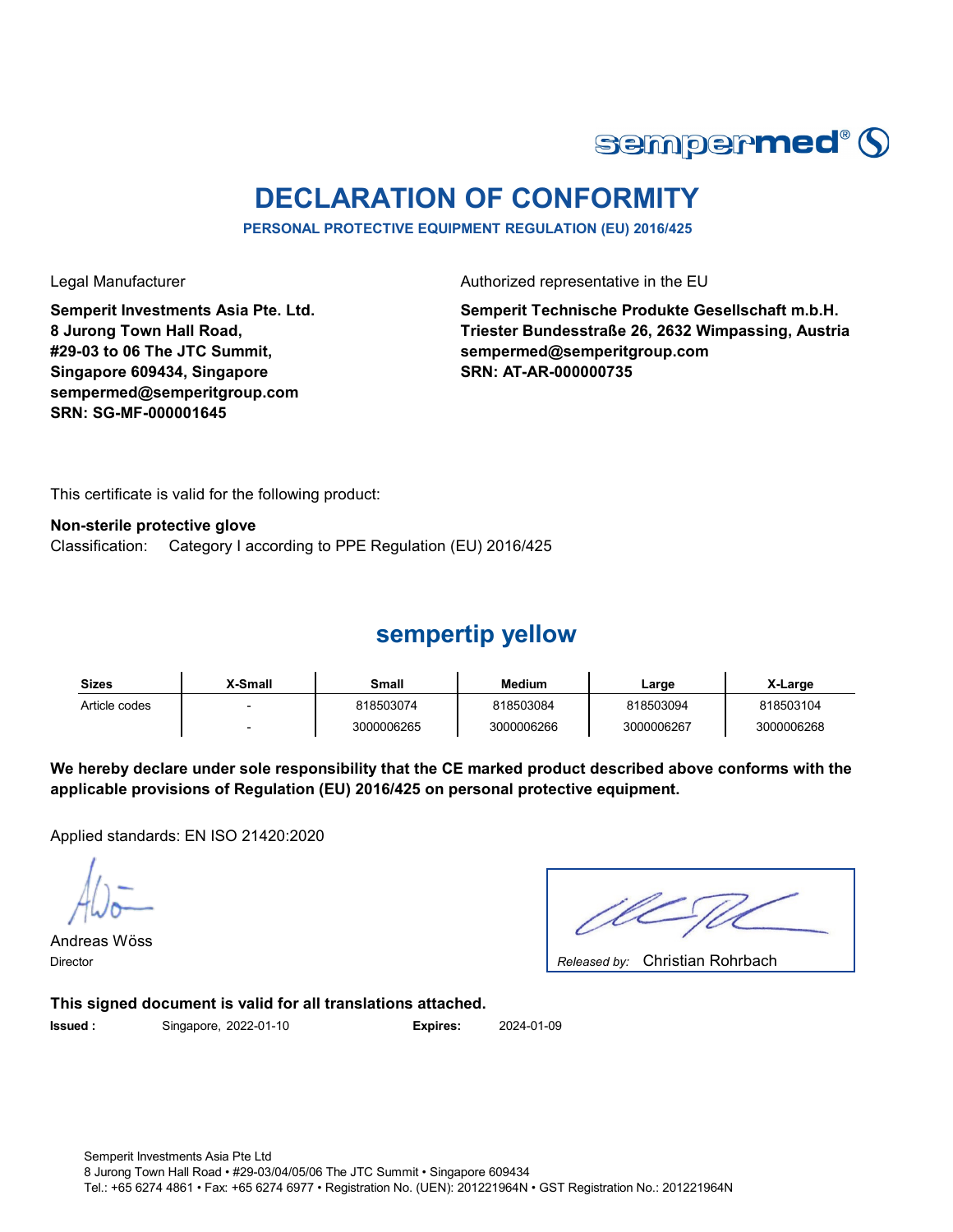sempermed®

# DECLARATION OF CONFORMITY

**PERSONAL PROTECTIVE EQUIPMENT REGULATION (EU) 2016/425**

Legal Manufacturer

**Semperit Investments Asia Pte. Ltd.**
**8 Jurong Town Hall Road,**
**#29-03 to 06 The JTC Summit,**
**Singapore 609434, Singapore**
**sempermed@semperitgroup.com**
**SRN: SG-MF-000001645**

Authorized representative in the EU

**Semperit Technische Produkte Gesellschaft m.b.H.**
**Triester Bundesstraße 26, 2632 Wimpassing, Austria**
**sempermed@semperitgroup.com**
**SRN: AT-AR-000000735**

This certificate is valid for the following product:

**Non-sterile protective glove**
Classification: Category I according to PPE Regulation (EU) 2016/425

## sempertip yellow

| Sizes | X-Small | Small | Medium | Large | X-Large |
|---|---|---|---|---|---|
| Article codes | - | 818503074 | 818503084 | 818503094 | 818503104 |
| | - | 3000006265 | 3000006266 | 3000006267 | 3000006268 |

**We hereby declare under sole responsibility that the CE marked product described above conforms with the applicable provisions of Regulation (EU) 2016/425 on personal protective equipment.**

Applied standards: EN ISO 21420:2020

Andreas Wöss
Director

*Released by:* Christian Rohrbach

**This signed document is valid for all translations attached.**

**Issued :** Singapore, 2022-01-10 **Expires:** 2024-01-09

Semperit Investments Asia Pte Ltd
8 Jurong Town Hall Road • #29-03/04/05/06 The JTC Summit • Singapore 609434
Tel.: +65 6274 4861 • Fax: +65 6274 6977 • Registration No. (UEN): 201221964N • GST Registration No.: 201221964N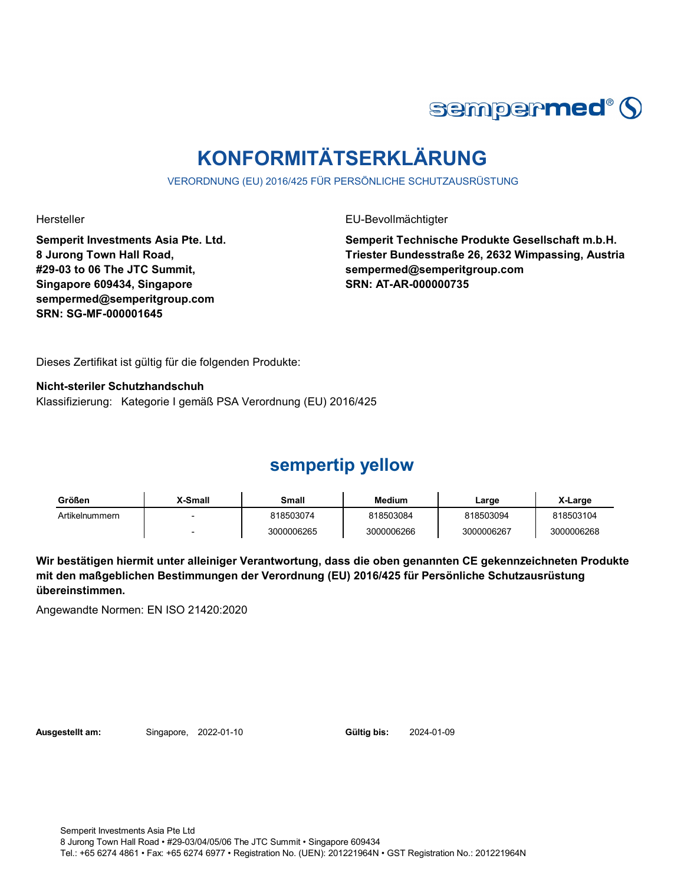# KONFORMITÄTSERKLÄRUNG

VERORDNUNG (EU) 2016/425 FÜR PERSÖNLICHE SCHUTZAUSRÜSTUNG

Hersteller

**Semperit Investments Asia Pte. Ltd.**
**8 Jurong Town Hall Road,**
**#29-03 to 06 The JTC Summit,**
**Singapore 609434, Singapore**
**sempermed@semperitgroup.com**
**SRN: SG-MF-000001645**

EU-Bevollmächtigter

**Semperit Technische Produkte Gesellschaft m.b.H.**
**Triester Bundesstraße 26, 2632 Wimpassing, Austria**
**sempermed@semperitgroup.com**
**SRN: AT-AR-000000735**

Dieses Zertifikat ist gültig für die folgenden Produkte:

**Nicht-steriler Schutzhandschuh**
Klassifizierung: Kategorie I gemäß PSA Verordnung (EU) 2016/425

## sempertip yellow

| Größen | X-Small | Small | Medium | Large | X-Large |
|---|---|---|---|---|---|
| Artikelnummern | - | 818503074 | 818503084 | 818503094 | 818503104 |
| | - | 3000006265 | 3000006266 | 3000006267 | 3000006268 |

**Wir bestätigen hiermit unter alleiniger Verantwortung, dass die oben genannten CE gekennzeichneten Produkte mit den maßgeblichen Bestimmungen der Verordnung (EU) 2016/425 für Persönliche Schutzausrüstung übereinstimmen.**

Angewandte Normen: EN ISO 21420:2020

**Ausgestellt am:** Singapore, 2022-01-10

**Gültig bis:** 2024-01-09

Semperit Investments Asia Pte Ltd
8 Jurong Town Hall Road • #29-03/04/05/06 The JTC Summit • Singapore 609434
Tel.: +65 6274 4861 • Fax: +65 6274 6977 • Registration No. (UEN): 201221964N • GST Registration No.: 201221964N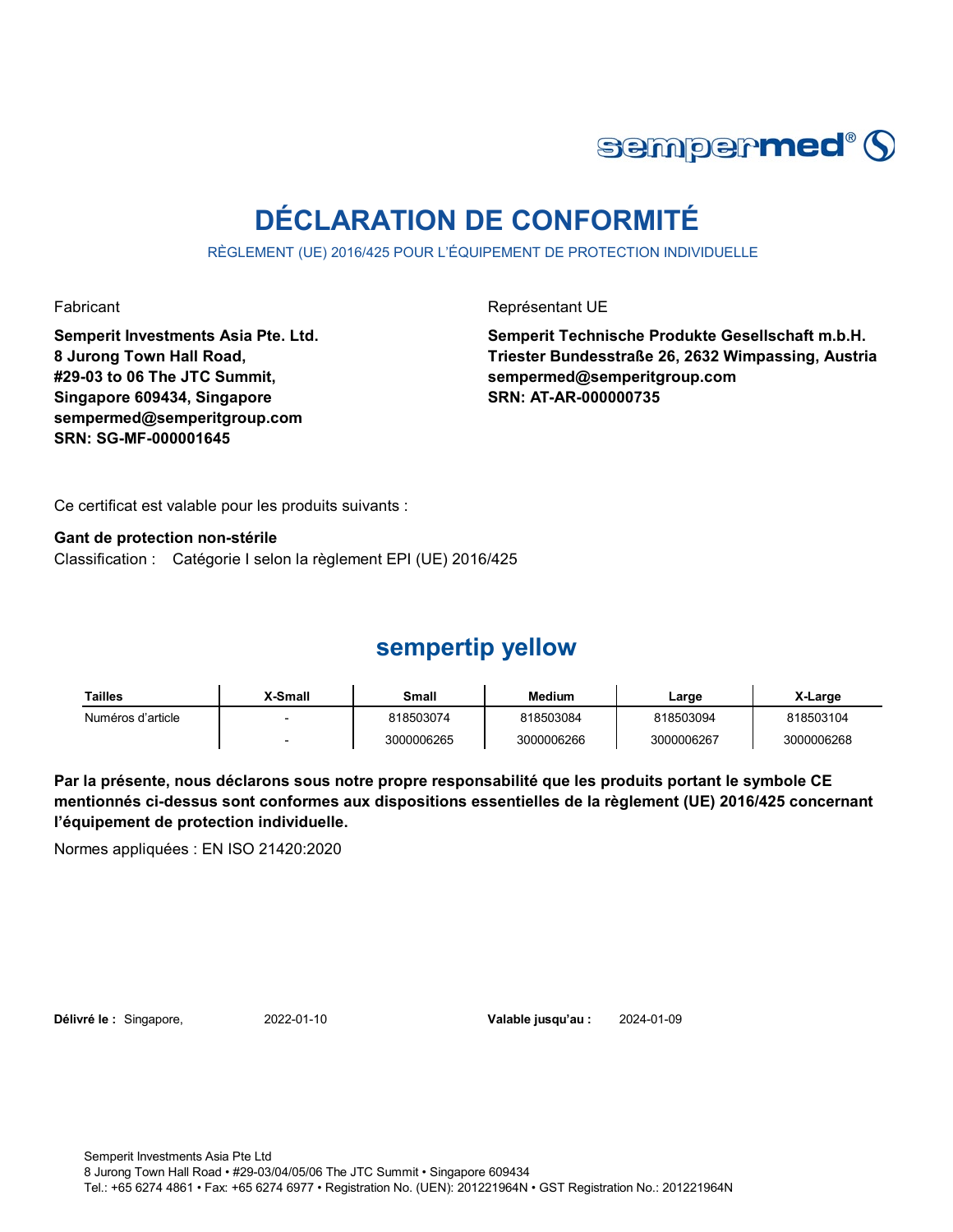# DÉCLARATION DE CONFORMITÉ

RÈGLEMENT (UE) 2016/425 POUR L'ÉQUIPEMENT DE PROTECTION INDIVIDUELLE

Fabricant

**Semperit Investments Asia Pte. Ltd.**
**8 Jurong Town Hall Road,**
**#29-03 to 06 The JTC Summit,**
**Singapore 609434, Singapore**
**sempermed@semperitgroup.com**
**SRN: SG-MF-000001645**

Représentant UE

**Semperit Technische Produkte Gesellschaft m.b.H.**
**Triester Bundesstraße 26, 2632 Wimpassing, Austria**
**sempermed@semperitgroup.com**
**SRN: AT-AR-000000735**

Ce certificat est valable pour les produits suivants :

**Gant de protection non-stérile**
Classification : Catégorie I selon la règlement EPI (UE) 2016/425

## sempertip yellow

| Tailles | X-Small | Small | Medium | Large | X-Large |
|---|---|---|---|---|---|
| Numéros d'article | - | 818503074 | 818503084 | 818503094 | 818503104 |
| | - | 3000006265 | 3000006266 | 3000006267 | 3000006268 |

**Par la présente, nous déclarons sous notre propre responsabilité que les produits portant le symbole CE mentionnés ci-dessus sont conformes aux dispositions essentielles de la règlement (UE) 2016/425 concernant l'équipement de protection individuelle.**

Normes appliquées : EN ISO 21420:2020

**Délivré le :** Singapore, 2022-01-10

**Valable jusqu'au :** 2024-01-09

Semperit Investments Asia Pte Ltd
8 Jurong Town Hall Road • #29-03/04/05/06 The JTC Summit • Singapore 609434
Tel.: +65 6274 4861 • Fax: +65 6274 6977 • Registration No. (UEN): 201221964N • GST Registration No.: 201221964N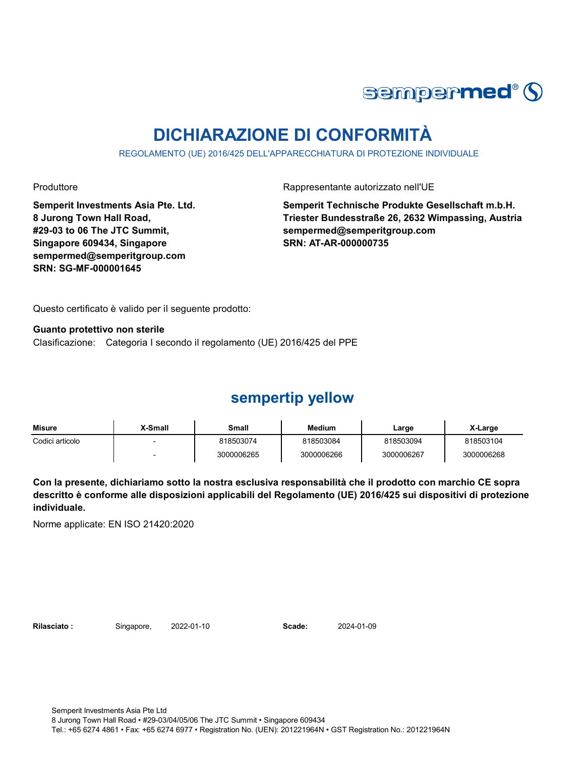sempermed®

# DICHIARAZIONE DI CONFORMITÀ

REGOLAMENTO (UE) 2016/425 DELL'APPARECCHIATURA DI PROTEZIONE INDIVIDUALE

Produttore

**Semperit Investments Asia Pte. Ltd.**
**8 Jurong Town Hall Road,**
**#29-03 to 06 The JTC Summit,**
**Singapore 609434, Singapore**
**sempermed@semperitgroup.com**
**SRN: SG-MF-000001645**

Rappresentante autorizzato nell'UE

**Semperit Technische Produkte Gesellschaft m.b.H.**
**Triester Bundesstraße 26, 2632 Wimpassing, Austria**
**sempermed@semperitgroup.com**
**SRN: AT-AR-000000735**

Questo certificato è valido per il seguente prodotto:

**Guanto protettivo non sterile**
Clasificazione: Categoria I secondo il regolamento (UE) 2016/425 del PPE

## sempertip yellow

| Misure | X-Small | Small | Medium | Large | X-Large |
|---|---|---|---|---|---|
| Codici articolo | - | 818503074 | 818503084 | 818503094 | 818503104 |
| | - | 3000006265 | 3000006266 | 3000006267 | 3000006268 |

**Con la presente, dichiariamo sotto la nostra esclusiva responsabilità che il prodotto con marchio CE sopra descritto è conforme alle disposizioni applicabili del Regolamento (UE) 2016/425 sui dispositivi di protezione individuale.**

Norme applicate: EN ISO 21420:2020

**Rilasciato :** Singapore, 2022-01-10 **Scade:** 2024-01-09

Semperit Investments Asia Pte Ltd
8 Jurong Town Hall Road • #29-03/04/05/06 The JTC Summit • Singapore 609434
Tel.: +65 6274 4861 • Fax: +65 6274 6977 • Registration No. (UEN): 201221964N • GST Registration No.: 201221964N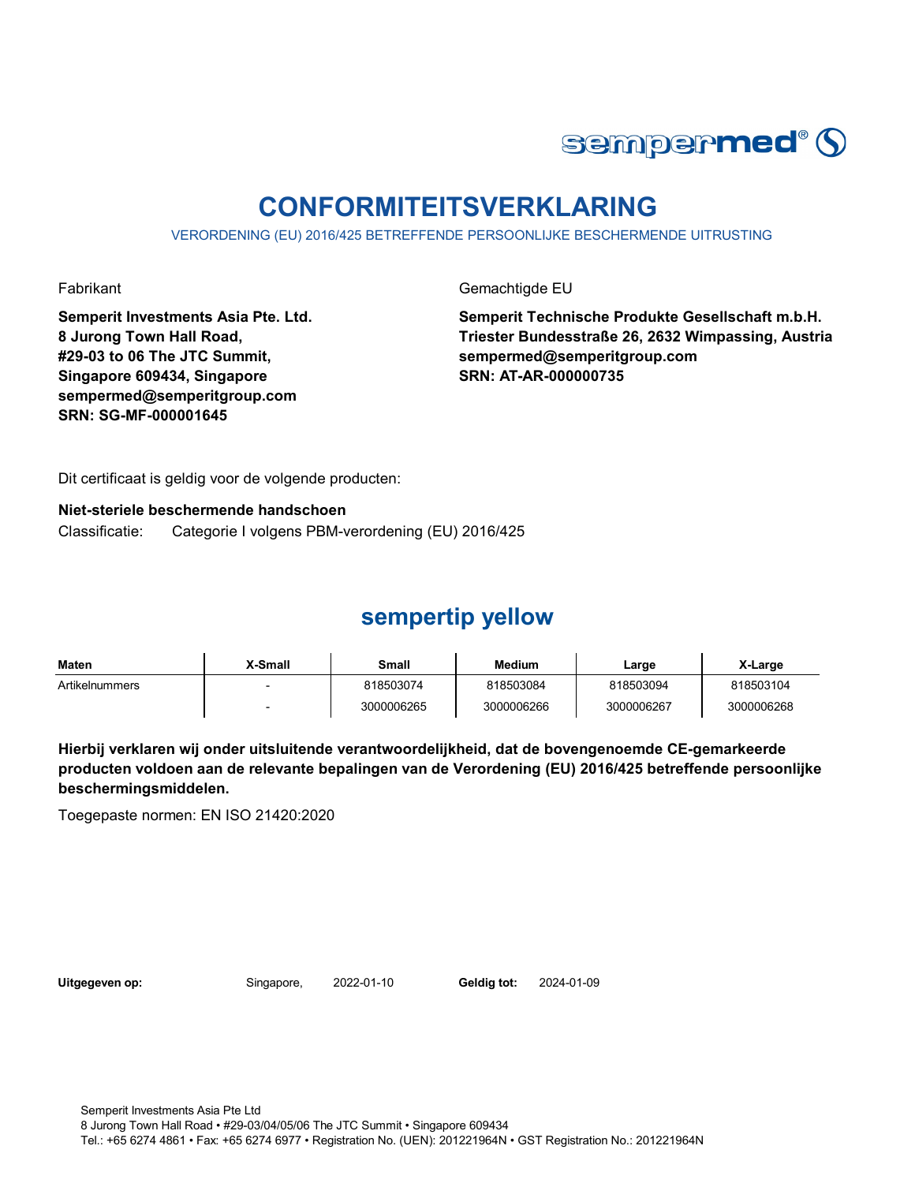# CONFORMITEITSVERKLARING

VERORDENING (EU) 2016/425 BETREFFENDE PERSOONLIJKE BESCHERMENDE UITRUSTING

Fabrikant

**Semperit Investments Asia Pte. Ltd.**
**8 Jurong Town Hall Road,**
**#29-03 to 06 The JTC Summit,**
**Singapore 609434, Singapore**
**sempermed@semperitgroup.com**
**SRN: SG-MF-000001645**

Gemachtigde EU

**Semperit Technische Produkte Gesellschaft m.b.H.**
**Triester Bundesstraße 26, 2632 Wimpassing, Austria**
**sempermed@semperitgroup.com**
**SRN: AT-AR-000000735**

Dit certificaat is geldig voor de volgende producten:

**Niet-steriele beschermende handschoen**

Classificatie: Categorie I volgens PBM-verordening (EU) 2016/425

## sempertip yellow

| Maten | X-Small | Small | Medium | Large | X-Large |
|---|---|---|---|---|---|
| Artikelnummers | - | 818503074 | 818503084 | 818503094 | 818503104 |
| | - | 3000006265 | 3000006266 | 3000006267 | 3000006268 |

**Hierbij verklaren wij onder uitsluitende verantwoordelijkheid, dat de bovengenoemde CE-gemarkeerde producten voldoen aan de relevante bepalingen van de Verordening (EU) 2016/425 betreffende persoonlijke beschermingsmiddelen.**

Toegepaste normen: EN ISO 21420:2020

**Uitgegeven op:** Singapore, 2022-01-10 **Geldig tot:** 2024-01-09

Semperit Investments Asia Pte Ltd
8 Jurong Town Hall Road • #29-03/04/05/06 The JTC Summit • Singapore 609434
Tel.: +65 6274 4861 • Fax: +65 6274 6977 • Registration No. (UEN): 201221964N • GST Registration No.: 201221964N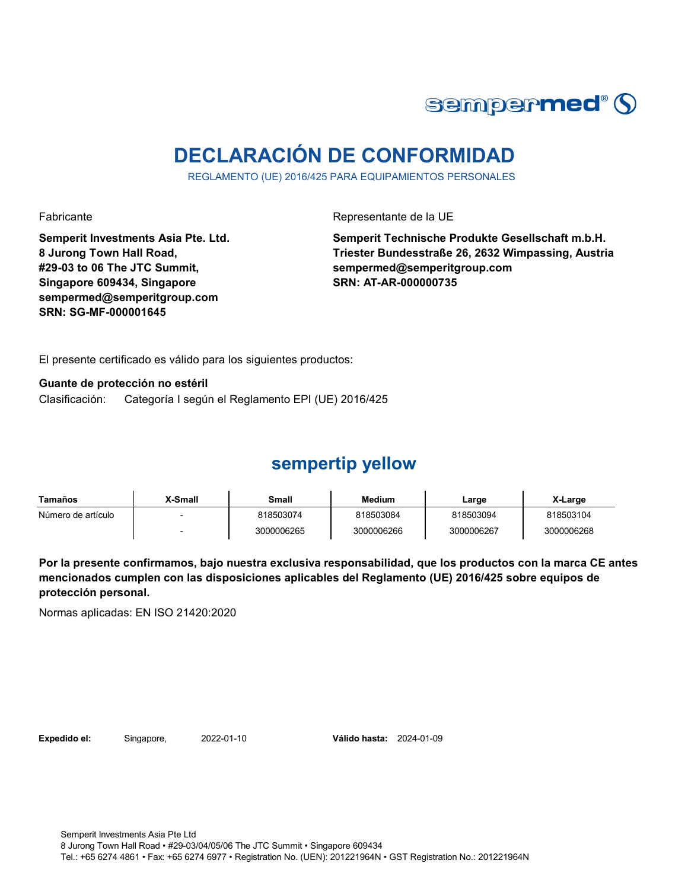sempermed®

# DECLARACIÓN DE CONFORMIDAD

REGLAMENTO (UE) 2016/425 PARA EQUIPAMIENTOS PERSONALES

Fabricante

**Semperit Investments Asia Pte. Ltd.**
**8 Jurong Town Hall Road,**
**#29-03 to 06 The JTC Summit,**
**Singapore 609434, Singapore**
**sempermed@semperitgroup.com**
**SRN: SG-MF-000001645**

Representante de la UE

**Semperit Technische Produkte Gesellschaft m.b.H.**
**Triester Bundesstraße 26, 2632 Wimpassing, Austria**
**sempermed@semperitgroup.com**
**SRN: AT-AR-000000735**

El presente certificado es válido para los siguientes productos:

**Guante de protección no estéril**

Clasificación: Categoría I según el Reglamento EPI (UE) 2016/425

## sempertip yellow

| Tamaños | X-Small | Small | Medium | Large | X-Large |
|---|---|---|---|---|---|
| Número de artículo | - | 818503074 | 818503084 | 818503094 | 818503104 |
| | - | 3000006265 | 3000006266 | 3000006267 | 3000006268 |

**Por la presente confirmamos, bajo nuestra exclusiva responsabilidad, que los productos con la marca CE antes mencionados cumplen con las disposiciones aplicables del Reglamento (UE) 2016/425 sobre equipos de protección personal.**

Normas aplicadas: EN ISO 21420:2020

**Expedido el:** Singapore, 2022-01-10 **Válido hasta:** 2024-01-09

Semperit Investments Asia Pte Ltd
8 Jurong Town Hall Road • #29-03/04/05/06 The JTC Summit • Singapore 609434
Tel.: +65 6274 4861 • Fax: +65 6274 6977 • Registration No. (UEN): 201221964N • GST Registration No.: 201221964N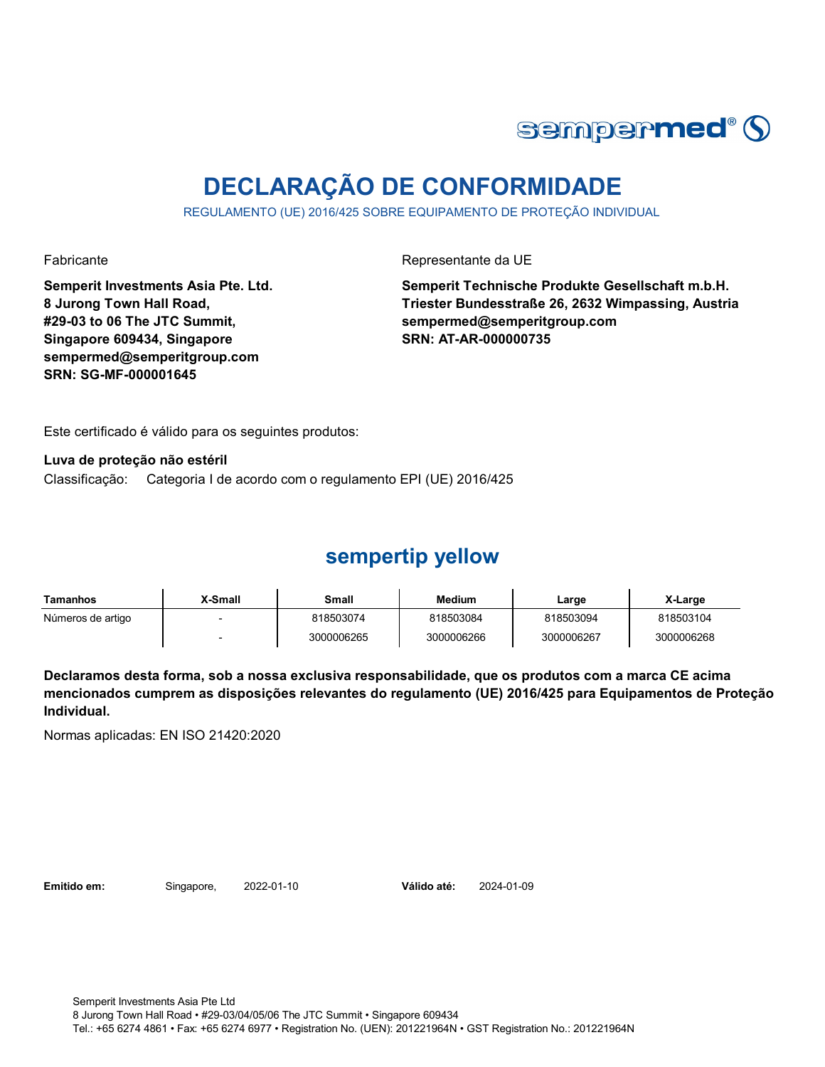sempermed®

# DECLARAÇÃO DE CONFORMIDADE

REGULAMENTO (UE) 2016/425 SOBRE EQUIPAMENTO DE PROTEÇÃO INDIVIDUAL

Fabricante

**Semperit Investments Asia Pte. Ltd.**
**8 Jurong Town Hall Road,**
**#29-03 to 06 The JTC Summit,**
**Singapore 609434, Singapore**
**sempermed@semperitgroup.com**
**SRN: SG-MF-000001645**

Representante da UE

**Semperit Technische Produkte Gesellschaft m.b.H.**
**Triester Bundesstraße 26, 2632 Wimpassing, Austria**
**sempermed@semperitgroup.com**
**SRN: AT-AR-000000735**

Este certificado é válido para os seguintes produtos:

**Luva de proteção não estéril**

Classificação: Categoria I de acordo com o regulamento EPI (UE) 2016/425

## sempertip yellow

| Tamanhos | X-Small | Small | Medium | Large | X-Large |
|---|---|---|---|---|---|
| Números de artigo | - | 818503074 | 818503084 | 818503094 | 818503104 |
| | - | 3000006265 | 3000006266 | 3000006267 | 3000006268 |

**Declaramos desta forma, sob a nossa exclusiva responsabilidade, que os produtos com a marca CE acima mencionados cumprem as disposições relevantes do regulamento (UE) 2016/425 para Equipamentos de Proteção Individual.**

Normas aplicadas: EN ISO 21420:2020

**Emitido em:** Singapore, 2022-01-10 **Válido até:** 2024-01-09

Semperit Investments Asia Pte Ltd
8 Jurong Town Hall Road • #29-03/04/05/06 The JTC Summit • Singapore 609434
Tel.: +65 6274 4861 • Fax: +65 6274 6977 • Registration No. (UEN): 201221964N • GST Registration No.: 201221964N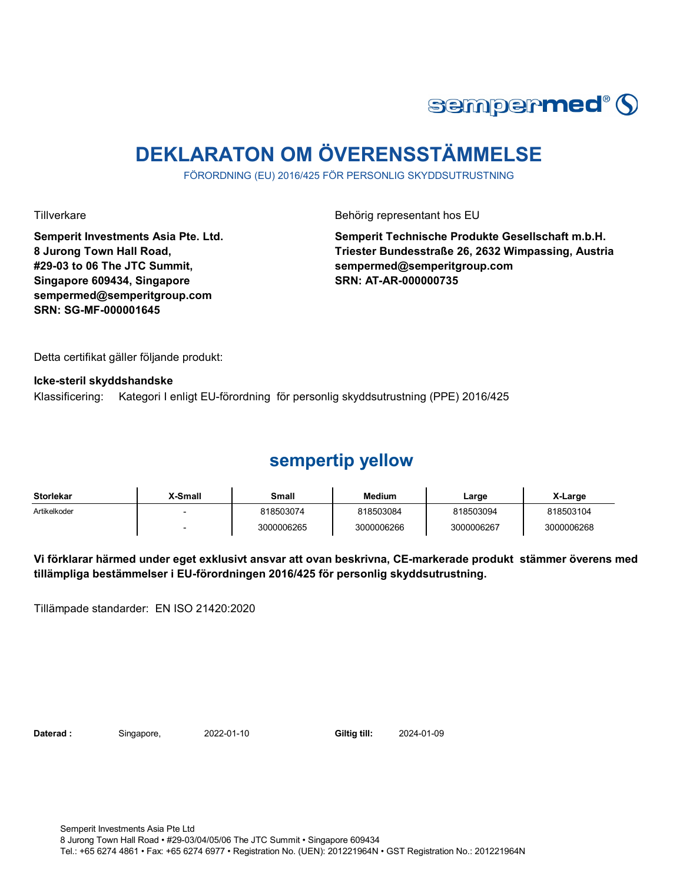sempermed®

# DEKLARATON OM ÖVERENSSTÄMMELSE

FÖRORDNING (EU) 2016/425 FÖR PERSONLIG SKYDDSUTRUSTNING

Tillverkare

**Semperit Investments Asia Pte. Ltd.**
**8 Jurong Town Hall Road,**
**#29-03 to 06 The JTC Summit,**
**Singapore 609434, Singapore**
**sempermed@semperitgroup.com**
**SRN: SG-MF-000001645**

Behörig representant hos EU

**Semperit Technische Produkte Gesellschaft m.b.H.**
**Triester Bundesstraße 26, 2632 Wimpassing, Austria**
**sempermed@semperitgroup.com**
**SRN: AT-AR-000000735**

Detta certifikat gäller följande produkt:

**Icke-steril skyddshandske**

Klassificering: Kategori I enligt EU-förordning för personlig skyddsutrustning (PPE) 2016/425

## sempertip yellow

| Storlekar | X-Small | Small | Medium | Large | X-Large |
|---|---|---|---|---|---|
| Artikelkoder | - | 818503074 | 818503084 | 818503094 | 818503104 |
| | - | 3000006265 | 3000006266 | 3000006267 | 3000006268 |

**Vi förklarar härmed under eget exklusivt ansvar att ovan beskrivna, CE-markerade produkt stämmer överens med tillämpliga bestämmelser i EU-förordningen 2016/425 för personlig skyddsutrustning.**

Tillämpade standarder: EN ISO 21420:2020

**Daterad :** Singapore, 2022-01-10 **Giltig till:** 2024-01-09

Semperit Investments Asia Pte Ltd
8 Jurong Town Hall Road • #29-03/04/05/06 The JTC Summit • Singapore 609434
Tel.: +65 6274 4861 • Fax: +65 6274 6977 • Registration No. (UEN): 201221964N • GST Registration No.: 201221964N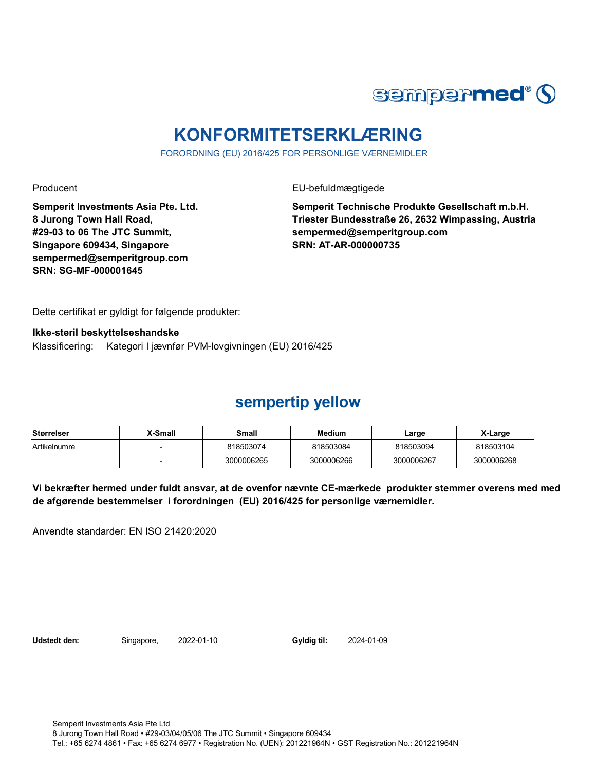# KONFORMITETSERKLÆRING

FORORDNING (EU) 2016/425 FOR PERSONLIGE VÆRNEMIDLER

Producent

**Semperit Investments Asia Pte. Ltd.**
**8 Jurong Town Hall Road,**
**#29-03 to 06 The JTC Summit,**
**Singapore 609434, Singapore**
**sempermed@semperitgroup.com**
**SRN: SG-MF-000001645**

EU-befuldmægtigede

**Semperit Technische Produkte Gesellschaft m.b.H.**
**Triester Bundesstraße 26, 2632 Wimpassing, Austria**
**sempermed@semperitgroup.com**
**SRN: AT-AR-000000735**

Dette certifikat er gyldigt for følgende produkter:

**Ikke-steril beskyttelseshandske**

Klassificering: Kategori I jævnfør PVM-lovgivningen (EU) 2016/425

## sempertip yellow

| Størrelser | X-Small | Small | Medium | Large | X-Large |
|---|---|---|---|---|---|
| Artikelnumre | - | 818503074 | 818503084 | 818503094 | 818503104 |
| | - | 3000006265 | 3000006266 | 3000006267 | 3000006268 |

**Vi bekræfter hermed under fuldt ansvar, at de ovenfor nævnte CE-mærkede produkter stemmer overens med med de afgørende bestemmelser i forordningen (EU) 2016/425 for personlige værnemidler.**

Anvendte standarder: EN ISO 21420:2020

**Udstedt den:** Singapore, 2022-01-10 **Gyldig til:** 2024-01-09

Semperit Investments Asia Pte Ltd
8 Jurong Town Hall Road • #29-03/04/05/06 The JTC Summit • Singapore 609434
Tel.: +65 6274 4861 • Fax: +65 6274 6977 • Registration No. (UEN): 201221964N • GST Registration No.: 201221964N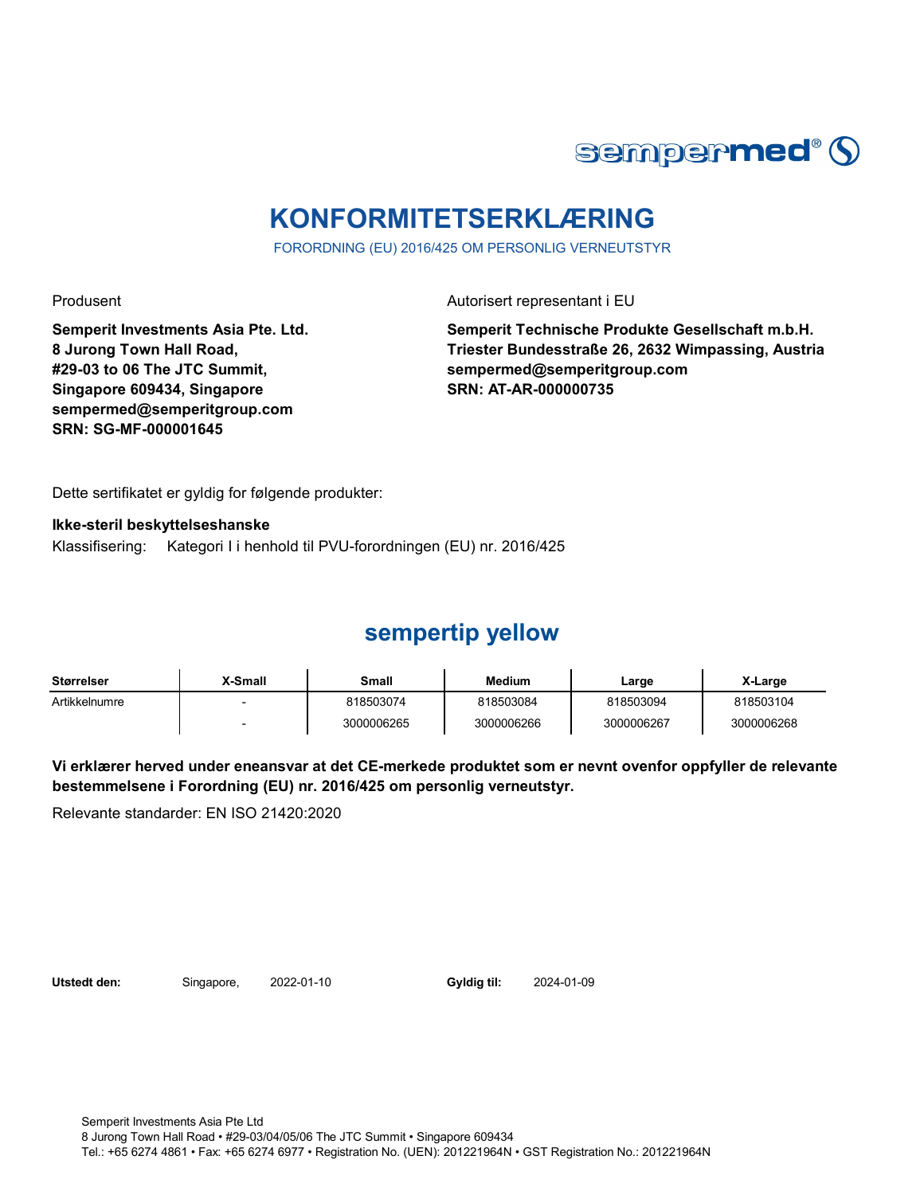sempermed®

# KONFORMITETSERKLÆRING

FORORDNING (EU) 2016/425 OM PERSONLIG VERNEUTSTYR

Produsent

**Semperit Investments Asia Pte. Ltd.**
**8 Jurong Town Hall Road,**
**#29-03 to 06 The JTC Summit,**
**Singapore 609434, Singapore**
**sempermed@semperitgroup.com**
**SRN: SG-MF-000001645**

Autorisert representant i EU

**Semperit Technische Produkte Gesellschaft m.b.H.**
**Triester Bundesstraße 26, 2632 Wimpassing, Austria**
**sempermed@semperitgroup.com**
**SRN: AT-AR-000000735**

Dette sertifikatet er gyldig for følgende produkter:

**Ikke-steril beskyttelseshanske**
Klassifisering: Kategori I i henhold til PVU-forordningen (EU) nr. 2016/425

## sempertip yellow

| Størrelser | X-Small | Small | Medium | Large | X-Large |
|---|---|---|---|---|---|
| Artikkelnumre | - | 818503074 | 818503084 | 818503094 | 818503104 |
| | - | 3000006265 | 3000006266 | 3000006267 | 3000006268 |

**Vi erklærer herved under eneansvar at det CE-merkede produktet som er nevnt ovenfor oppfyller de relevante bestemmelsene i Forordning (EU) nr. 2016/425 om personlig verneutstyr.**

Relevante standarder: EN ISO 21420:2020

**Utstedt den:** Singapore, 2022-01-10 **Gyldig til:** 2024-01-09

Semperit Investments Asia Pte Ltd
8 Jurong Town Hall Road • #29-03/04/05/06 The JTC Summit • Singapore 609434
Tel.: +65 6274 4861 • Fax: +65 6274 6977 • Registration No. (UEN): 201221964N • GST Registration No.: 201221964N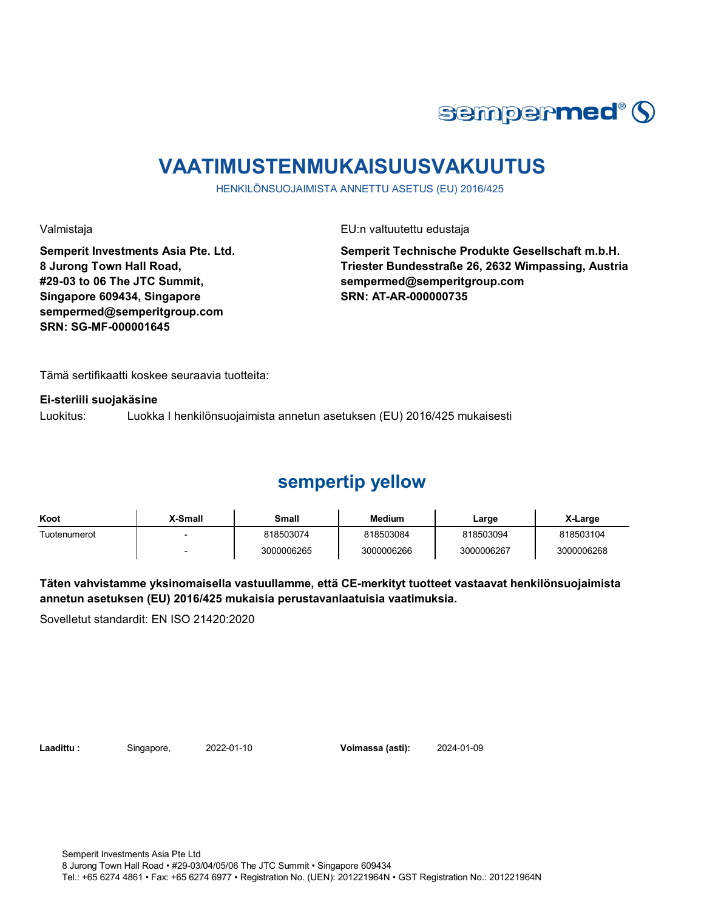sempermed®

# VAATIMUSTENMUKAISUUSVAKUUTUS

HENKILÖNSUOJAIMISTA ANNETTU ASETUS (EU) 2016/425

Valmistaja

**Semperit Investments Asia Pte. Ltd.**
**8 Jurong Town Hall Road,**
**#29-03 to 06 The JTC Summit,**
**Singapore 609434, Singapore**
**sempermed@semperitgroup.com**
**SRN: SG-MF-000001645**

EU:n valtuutettu edustaja

**Semperit Technische Produkte Gesellschaft m.b.H.**
**Triester Bundesstraße 26, 2632 Wimpassing, Austria**
**sempermed@semperitgroup.com**
**SRN: AT-AR-000000735**

Tämä sertifikaatti koskee seuraavia tuotteita:

**Ei-steriili suojakäsine**

Luokitus: Luokka I henkilönsuojaimista annetun asetuksen (EU) 2016/425 mukaisesti

## sempertip yellow

| Koot | X-Small | Small | Medium | Large | X-Large |
|---|---|---|---|---|---|
| Tuotenumerot | - | 818503074 | 818503084 | 818503094 | 818503104 |
| | - | 3000006265 | 3000006266 | 3000006267 | 3000006268 |

**Täten vahvistamme yksinomaisella vastuullamme, että CE-merkityt tuotteet vastaavat henkilönsuojaimista annetun asetuksen (EU) 2016/425 mukaisia perustavanlaatuisia vaatimuksia.**

Sovelletut standardit: EN ISO 21420:2020

**Laadittu :** Singapore, 2022-01-10 **Voimassa (asti):** 2024-01-09

Semperit Investments Asia Pte Ltd
8 Jurong Town Hall Road • #29-03/04/05/06 The JTC Summit • Singapore 609434
Tel.: +65 6274 4861 • Fax: +65 6274 6977 • Registration No. (UEN): 201221964N • GST Registration No.: 201221964N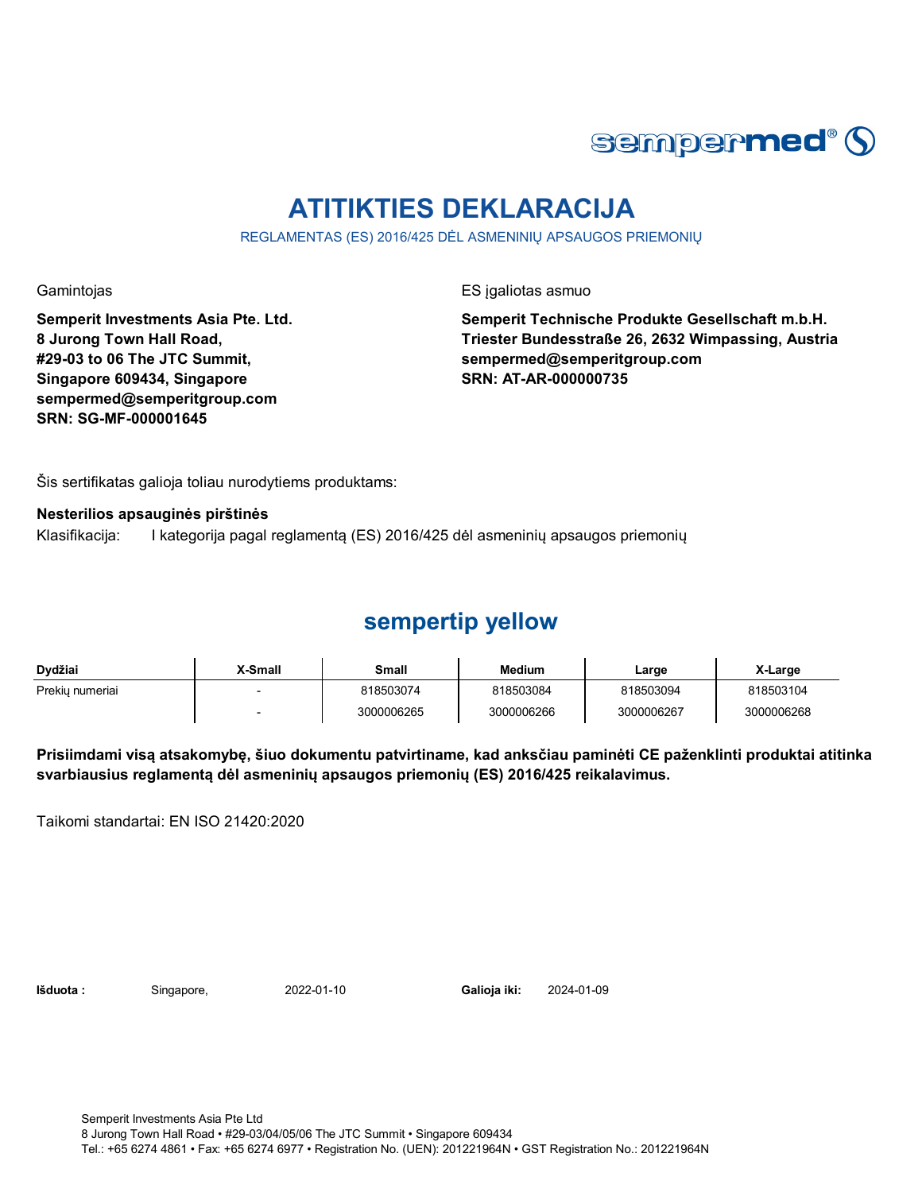sempermed®

# ATITIKTIES DEKLARACIJA

REGLAMENTAS (ES) 2016/425 DĖL ASMENINIŲ APSAUGOS PRIEMONIŲ

Gamintojas

**Semperit Investments Asia Pte. Ltd.**
**8 Jurong Town Hall Road,**
**#29-03 to 06 The JTC Summit,**
**Singapore 609434, Singapore**
**sempermed@semperitgroup.com**
**SRN: SG-MF-000001645**

ES įgaliotas asmuo

**Semperit Technische Produkte Gesellschaft m.b.H.**
**Triester Bundesstraße 26, 2632 Wimpassing, Austria**
**sempermed@semperitgroup.com**
**SRN: AT-AR-000000735**

Šis sertifikatas galioja toliau nurodytiems produktams:

**Nesterilios apsauginės pirštinės**

Klasifikacija: I kategorija pagal reglamentą (ES) 2016/425 dėl asmeninių apsaugos priemonių

## sempertip yellow

| Dydžiai | X-Small | Small | Medium | Large | X-Large |
|---|---|---|---|---|---|
| Prekių numeriai | - | 818503074 | 818503084 | 818503094 | 818503104 |
| | - | 3000006265 | 3000006266 | 3000006267 | 3000006268 |

**Prisiimdami visą atsakomybę, šiuo dokumentu patvirtiname, kad anksčiau paminėti CE paženklinti produktai atitinka svarbiausius reglamentą dėl asmeninių apsaugos priemonių (ES) 2016/425 reikalavimus.**

Taikomi standartai: EN ISO 21420:2020

**Išduota :** Singapore, 2022-01-10 **Galioja iki:** 2024-01-09

Semperit Investments Asia Pte Ltd
8 Jurong Town Hall Road • #29-03/04/05/06 The JTC Summit • Singapore 609434
Tel.: +65 6274 4861 • Fax: +65 6274 6977 • Registration No. (UEN): 201221964N • GST Registration No.: 201221964N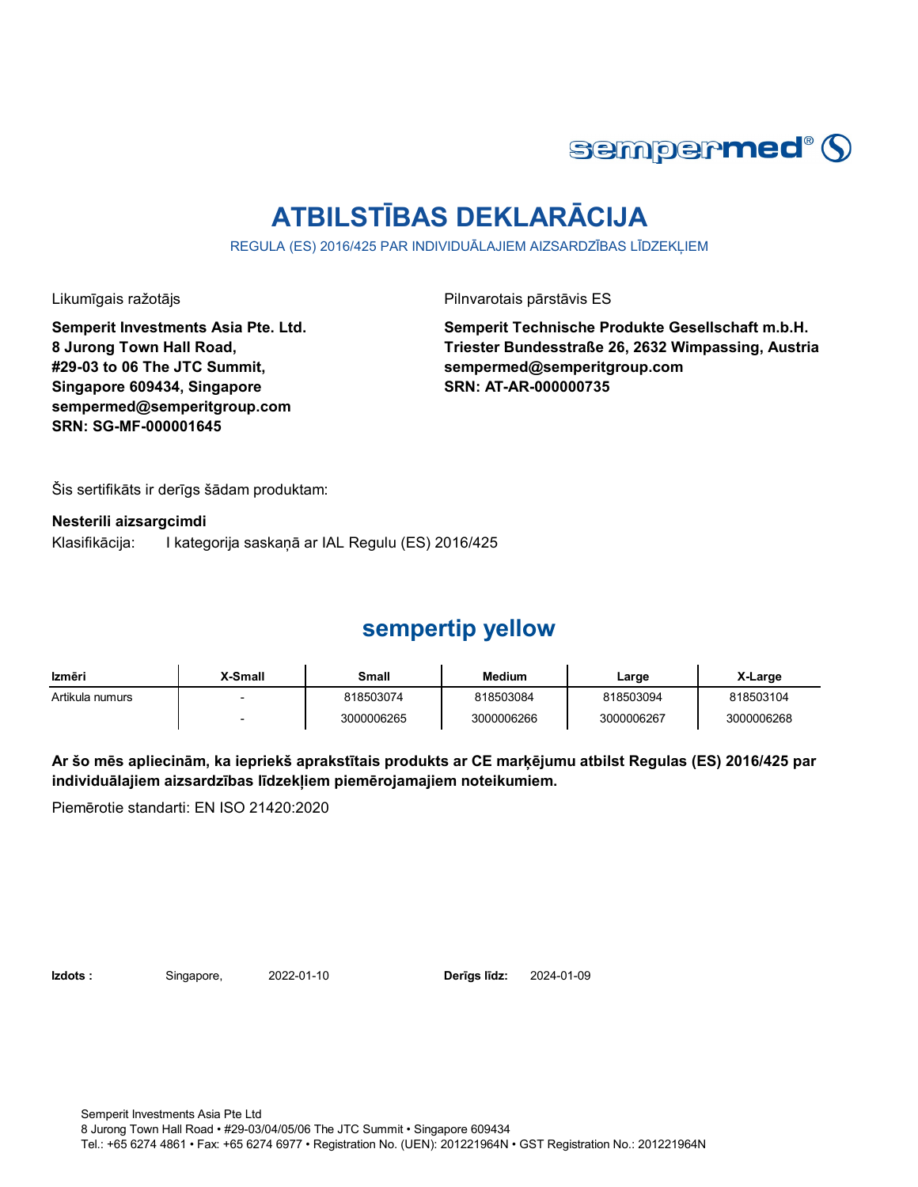sempermed®

# ATBILSTĪBAS DEKLARĀCIJA

REGULA (ES) 2016/425 PAR INDIVIDUĀLAJIEM AIZSARDZĪBAS LĪDZEKĻIEM

Likumīgais ražotājs

**Semperit Investments Asia Pte. Ltd.**
**8 Jurong Town Hall Road,**
**#29-03 to 06 The JTC Summit,**
**Singapore 609434, Singapore**
**sempermed@semperitgroup.com**
**SRN: SG-MF-000001645**

Pilnvarotais pārstāvis ES

**Semperit Technische Produkte Gesellschaft m.b.H.**
**Triester Bundesstraße 26, 2632 Wimpassing, Austria**
**sempermed@semperitgroup.com**
**SRN: AT-AR-000000735**

Šis sertifikāts ir derīgs šādam produktam:

**Nesterili aizsargcimdi**

Klasifikācija: I kategorija saskaņā ar IAL Regulu (ES) 2016/425

## sempertip yellow

| Izmēri | X-Small | Small | Medium | Large | X-Large |
|---|---|---|---|---|---|
| Artikula numurs | - | 818503074 | 818503084 | 818503094 | 818503104 |
| | - | 3000006265 | 3000006266 | 3000006267 | 3000006268 |

**Ar šo mēs apliecinām, ka iepriekš aprakstītais produkts ar CE marķējumu atbilst Regulas (ES) 2016/425 par individuālajiem aizsardzības līdzekļiem piemērojamajiem noteikumiem.**

Piemērotie standarti: EN ISO 21420:2020

**Izdots :** Singapore, 2022-01-10 **Derīgs līdz:** 2024-01-09

Semperit Investments Asia Pte Ltd
8 Jurong Town Hall Road • #29-03/04/05/06 The JTC Summit • Singapore 609434
Tel.: +65 6274 4861 • Fax: +65 6274 6977 • Registration No. (UEN): 201221964N • GST Registration No.: 201221964N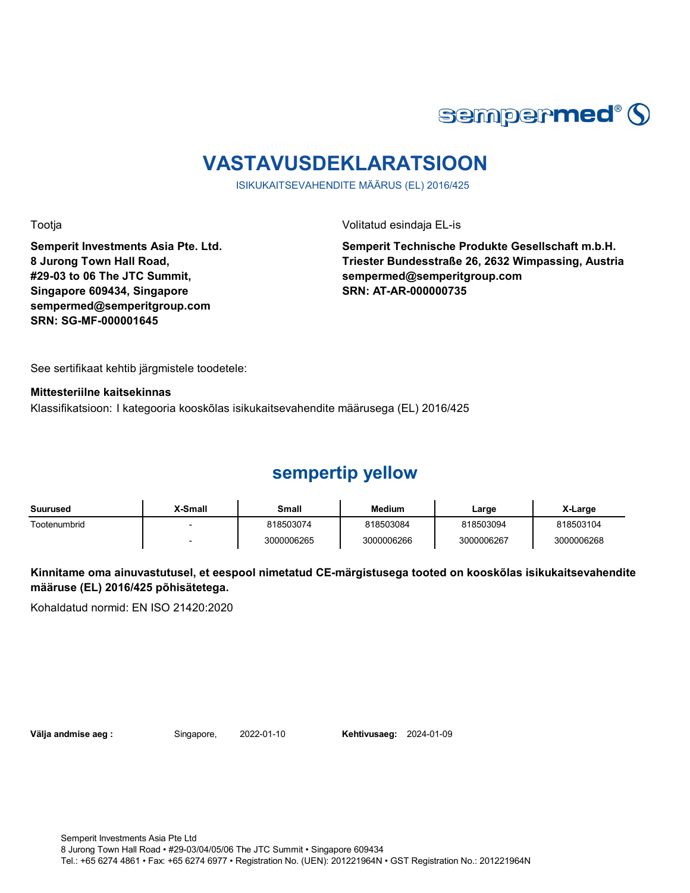# VASTAVUSDEKLARATSIOON

ISIKUKAITSEVAHENDITE MÄÄRUS (EL) 2016/425

Tootja

**Semperit Investments Asia Pte. Ltd.**
**8 Jurong Town Hall Road,**
**#29-03 to 06 The JTC Summit,**
**Singapore 609434, Singapore**
**sempermed@semperitgroup.com**
**SRN: SG-MF-000001645**

Volitatud esindaja EL-is

**Semperit Technische Produkte Gesellschaft m.b.H.**
**Triester Bundesstraße 26, 2632 Wimpassing, Austria**
**sempermed@semperitgroup.com**
**SRN: AT-AR-000000735**

See sertifikaat kehtib järgmistele toodetele:

**Mittesteriilne kaitsekinnas**

Klassifikatsioon: I kategooria kooskõlas isikukaitsevahendite määrusega (EL) 2016/425

## sempertip yellow

| Suurused | X-Small | Small | Medium | Large | X-Large |
|---|---|---|---|---|---|
| Tootenumbrid | - | 818503074 | 818503084 | 818503094 | 818503104 |
| | - | 3000006265 | 3000006266 | 3000006267 | 3000006268 |

**Kinnitame oma ainuvastutusel, et eespool nimetatud CE-märgistusega tooted on kooskõlas isikukaitsevahendite määruse (EL) 2016/425 põhisätetega.**

Kohaldatud normid: EN ISO 21420:2020

**Välja andmise aeg :** Singapore, 2022-01-10 **Kehtivusaeg:** 2024-01-09

Semperit Investments Asia Pte Ltd
8 Jurong Town Hall Road • #29-03/04/05/06 The JTC Summit • Singapore 609434
Tel.: +65 6274 4861 • Fax: +65 6274 6977 • Registration No. (UEN): 201221964N • GST Registration No.: 201221964N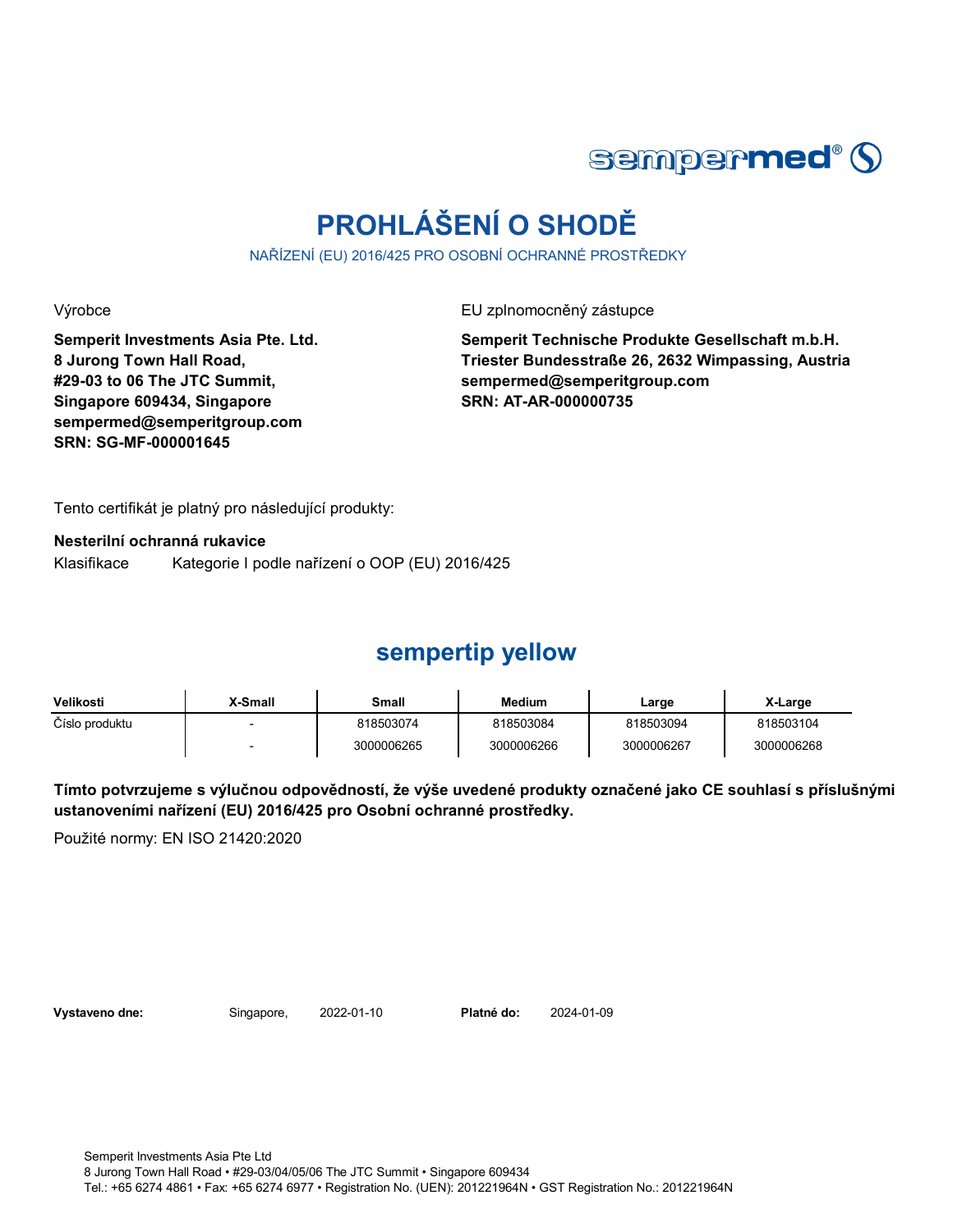sempermed®

# PROHLÁŠENÍ O SHODĚ

NAŘÍZENÍ (EU) 2016/425 PRO OSOBNÍ OCHRANNÉ PROSTŘEDKY

Výrobce

**Semperit Investments Asia Pte. Ltd.**
**8 Jurong Town Hall Road,**
**#29-03 to 06 The JTC Summit,**
**Singapore 609434, Singapore**
**sempermed@semperitgroup.com**
**SRN: SG-MF-000001645**

EU zplnomocněný zástupce

**Semperit Technische Produkte Gesellschaft m.b.H.**
**Triester Bundesstraße 26, 2632 Wimpassing, Austria**
**sempermed@semperitgroup.com**
**SRN: AT-AR-000000735**

Tento certifikát je platný pro následující produkty:

**Nesterilní ochranná rukavice**

Klasifikace Kategorie I podle nařízení o OOP (EU) 2016/425

## sempertip yellow

| Velikosti | X-Small | Small | Medium | Large | X-Large |
|---|---|---|---|---|---|
| Číslo produktu | - | 818503074 | 818503084 | 818503094 | 818503104 |
| | - | 3000006265 | 3000006266 | 3000006267 | 3000006268 |

**Tímto potvrzujeme s výlučnou odpovědností, že výše uvedené produkty označené jako CE souhlasí s příslušnými ustanoveními nařízení (EU) 2016/425 pro Osobní ochranné prostředky.**

Použité normy: EN ISO 21420:2020

**Vystaveno dne:** Singapore, 2022-01-10 **Platné do:** 2024-01-09

Semperit Investments Asia Pte Ltd
8 Jurong Town Hall Road • #29-03/04/05/06 The JTC Summit • Singapore 609434
Tel.: +65 6274 4861 • Fax: +65 6274 6977 • Registration No. (UEN): 201221964N • GST Registration No.: 201221964N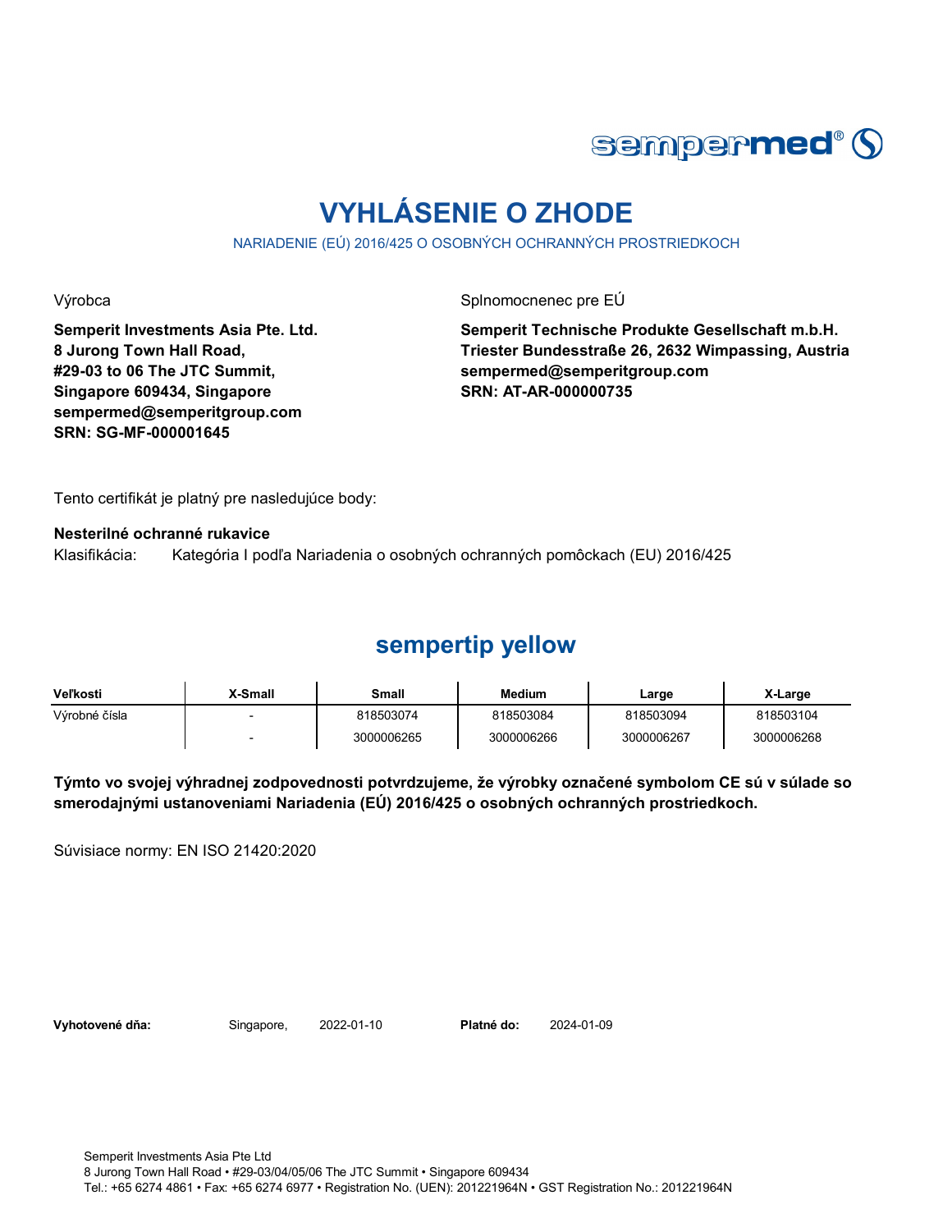# VYHLÁSENIE O ZHODE

NARIADENIE (EÚ) 2016/425 O OSOBNÝCH OCHRANNÝCH PROSTRIEDKOCH

Výrobca

**Semperit Investments Asia Pte. Ltd.**
**8 Jurong Town Hall Road,**
**#29-03 to 06 The JTC Summit,**
**Singapore 609434, Singapore**
**sempermed@semperitgroup.com**
**SRN: SG-MF-000001645**

Splnomocnenec pre EÚ

**Semperit Technische Produkte Gesellschaft m.b.H.**
**Triester Bundesstraße 26, 2632 Wimpassing, Austria**
**sempermed@semperitgroup.com**
**SRN: AT-AR-000000735**

Tento certifikát je platný pre nasledujúce body:

**Nesterilné ochranné rukavice**

Klasifikácia: Kategória I podľa Nariadenia o osobných ochranných pomôckach (EU) 2016/425

## sempertip yellow

| Veľkosti | X-Small | Small | Medium | Large | X-Large |
|---|---|---|---|---|---|
| Výrobné čísla | - | 818503074 | 818503084 | 818503094 | 818503104 |
| | - | 3000006265 | 3000006266 | 3000006267 | 3000006268 |

**Týmto vo svojej výhradnej zodpovednosti potvrdzujeme, že výrobky označené symbolom CE sú v súlade so smerodajnými ustanoveniami Nariadenia (EÚ) 2016/425 o osobných ochranných prostriedkoch.**

Súvisiace normy: EN ISO 21420:2020

**Vyhotovené dňa:** Singapore, 2022-01-10 **Platné do:** 2024-01-09

Semperit Investments Asia Pte Ltd
8 Jurong Town Hall Road • #29-03/04/05/06 The JTC Summit • Singapore 609434
Tel.: +65 6274 4861 • Fax: +65 6274 6977 • Registration No. (UEN): 201221964N • GST Registration No.: 201221964N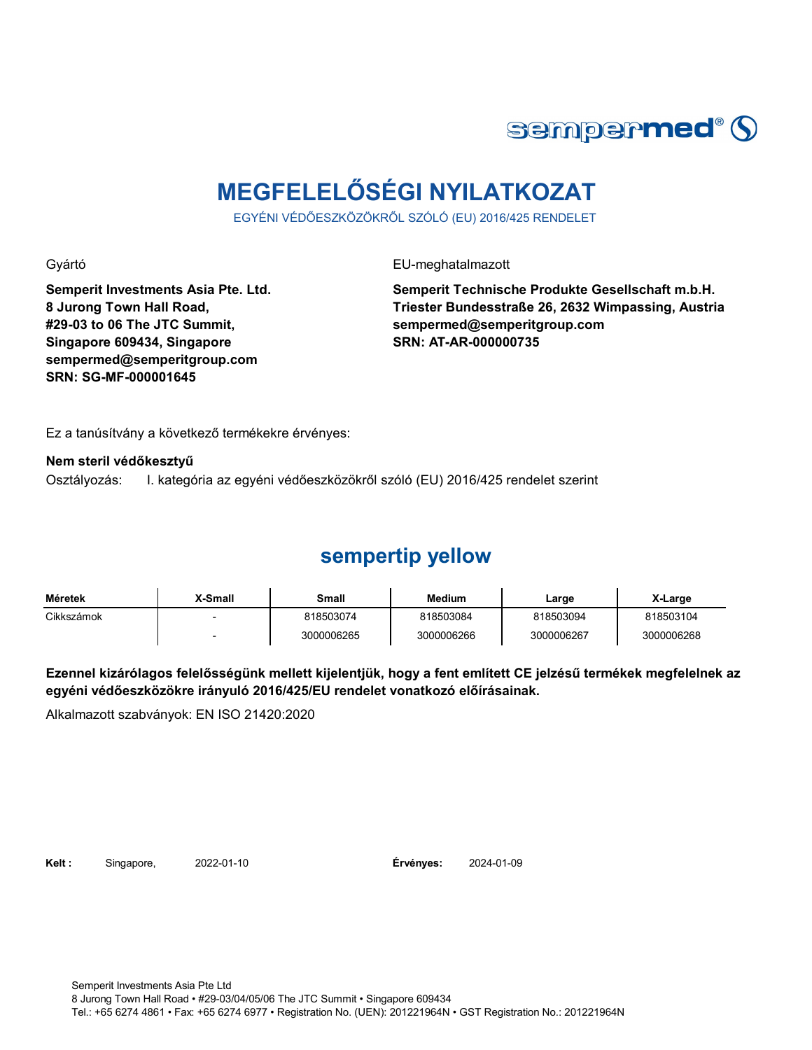sempermed®

# MEGFELELŐSÉGI NYILATKOZAT

EGYÉNI VÉDŐESZKÖZÖKRŐL SZÓLÓ (EU) 2016/425 RENDELET

Gyártó

**Semperit Investments Asia Pte. Ltd.**
**8 Jurong Town Hall Road,**
**#29-03 to 06 The JTC Summit,**
**Singapore 609434, Singapore**
**sempermed@semperitgroup.com**
**SRN: SG-MF-000001645**

EU-meghatalmazott

**Semperit Technische Produkte Gesellschaft m.b.H.**
**Triester Bundesstraße 26, 2632 Wimpassing, Austria**
**sempermed@semperitgroup.com**
**SRN: AT-AR-000000735**

Ez a tanúsítvány a következő termékekre érvényes:

**Nem steril védőkesztyű**

Osztályozás: I. kategória az egyéni védőeszközökről szóló (EU) 2016/425 rendelet szerint

## sempertip yellow

| Méretek | X-Small | Small | Medium | Large | X-Large |
|---|---|---|---|---|---|
| Cikkszámok | - | 818503074 | 818503084 | 818503094 | 818503104 |
| | - | 3000006265 | 3000006266 | 3000006267 | 3000006268 |

**Ezennel kizárólagos felelősségünk mellett kijelentjük, hogy a fent említett CE jelzésű termékek megfelelnek az egyéni védőeszközökre irányuló 2016/425/EU rendelet vonatkozó előírásainak.**

Alkalmazott szabványok: EN ISO 21420:2020

**Kelt :** Singapore, 2022-01-10 **Érvényes:** 2024-01-09

Semperit Investments Asia Pte Ltd
8 Jurong Town Hall Road • #29-03/04/05/06 The JTC Summit • Singapore 609434
Tel.: +65 6274 4861 • Fax: +65 6274 6977 • Registration No. (UEN): 201221964N • GST Registration No.: 201221964N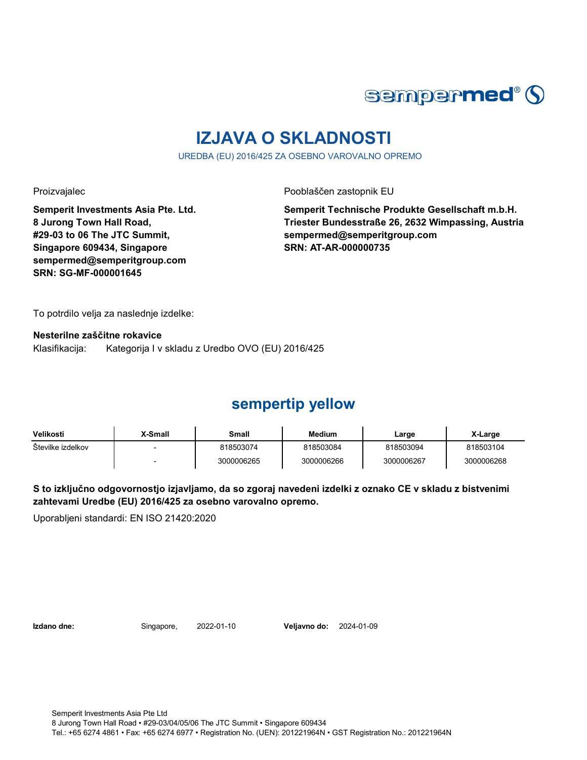sempermed®

# IZJAVA O SKLADNOSTI

UREDBA (EU) 2016/425 ZA OSEBNO VAROVALNO OPREMO

Proizvajalec

**Semperit Investments Asia Pte. Ltd.**
**8 Jurong Town Hall Road,**
**#29-03 to 06 The JTC Summit,**
**Singapore 609434, Singapore**
**sempermed@semperitgroup.com**
**SRN: SG-MF-000001645**

Pooblaščen zastopnik EU

**Semperit Technische Produkte Gesellschaft m.b.H.**
**Triester Bundesstraße 26, 2632 Wimpassing, Austria**
**sempermed@semperitgroup.com**
**SRN: AT-AR-000000735**

To potrdilo velja za naslednje izdelke:

**Nesterilne zaščitne rokavice**

Klasifikacija: Kategorija I v skladu z Uredbo OVO (EU) 2016/425

## sempertip yellow

| Velikosti | X-Small | Small | Medium | Large | X-Large |
|---|---|---|---|---|---|
| Številke izdelkov | - | 818503074 | 818503084 | 818503094 | 818503104 |
| | - | 3000006265 | 3000006266 | 3000006267 | 3000006268 |

**S to izključno odgovornostjo izjavljamo, da so zgoraj navedeni izdelki z oznako CE v skladu z bistvenimi zahtevami Uredbe (EU) 2016/425 za osebno varovalno opremo.**

Uporabljeni standardi: EN ISO 21420:2020

**Izdano dne:** Singapore, 2022-01-10 **Veljavno do:** 2024-01-09

Semperit Investments Asia Pte Ltd
8 Jurong Town Hall Road • #29-03/04/05/06 The JTC Summit • Singapore 609434
Tel.: +65 6274 4861 • Fax: +65 6274 6977 • Registration No. (UEN): 201221964N • GST Registration No.: 201221964N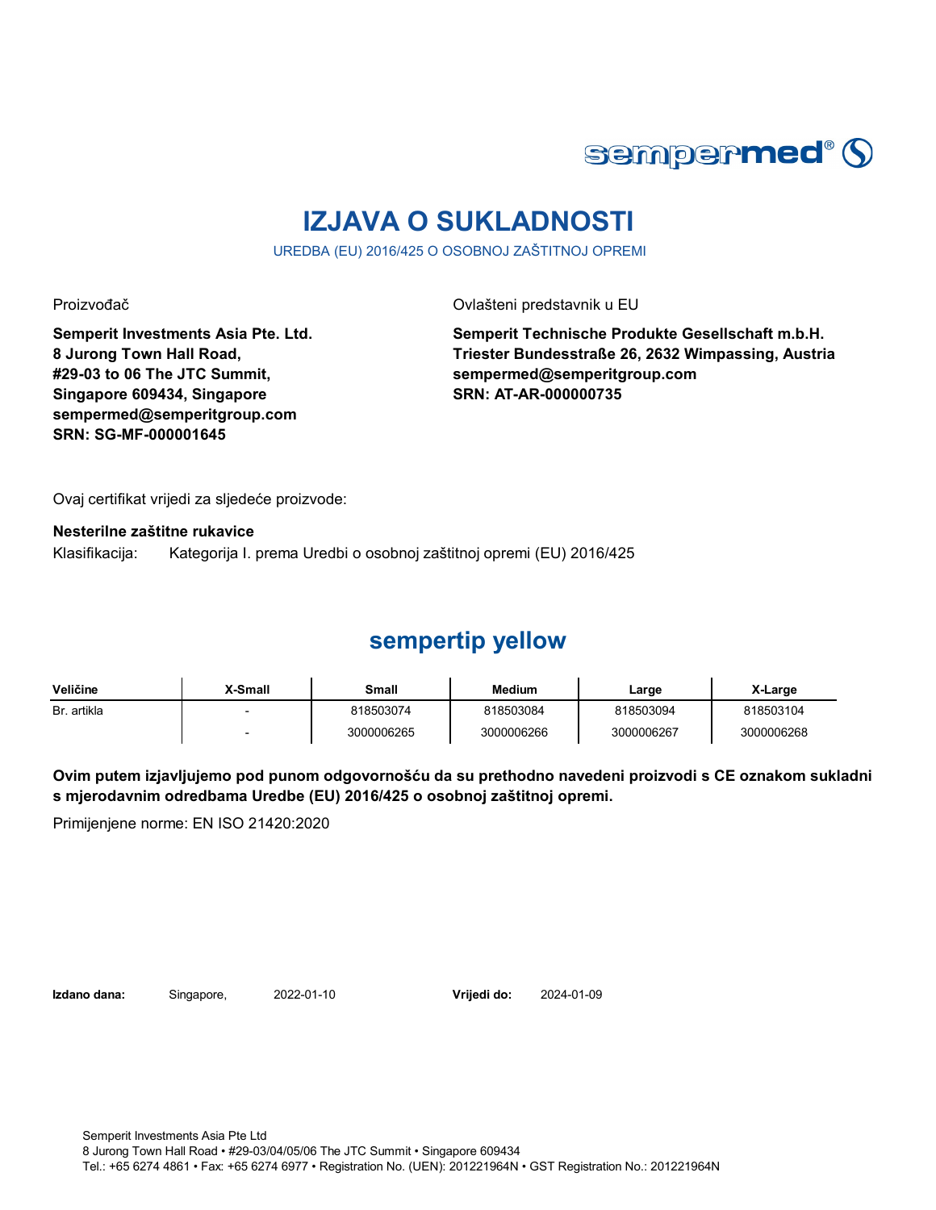sempermed®

# IZJAVA O SUKLADNOSTI

UREDBA (EU) 2016/425 O OSOBNOJ ZAŠTITNOJ OPREMI

Proizvođač

**Semperit Investments Asia Pte. Ltd.**
**8 Jurong Town Hall Road,**
**#29-03 to 06 The JTC Summit,**
**Singapore 609434, Singapore**
**sempermed@semperitgroup.com**
**SRN: SG-MF-000001645**

Ovlašteni predstavnik u EU

**Semperit Technische Produkte Gesellschaft m.b.H.**
**Triester Bundesstraße 26, 2632 Wimpassing, Austria**
**sempermed@semperitgroup.com**
**SRN: AT-AR-000000735**

Ovaj certifikat vrijedi za sljedeće proizvode:

**Nesterilne zaštitne rukavice**

Klasifikacija: Kategorija I. prema Uredbi o osobnoj zaštitnoj opremi (EU) 2016/425

## sempertip yellow

| Veličine | X-Small | Small | Medium | Large | X-Large |
|---|---|---|---|---|---|
| Br. artikla | - | 818503074 | 818503084 | 818503094 | 818503104 |
| | - | 3000006265 | 3000006266 | 3000006267 | 3000006268 |

**Ovim putem izjavljujemo pod punom odgovornošću da su prethodno navedeni proizvodi s CE oznakom sukladni s mjerodavnim odredbama Uredbe (EU) 2016/425 o osobnoj zaštitnoj opremi.**

Primijenjene norme: EN ISO 21420:2020

**Izdano dana:** Singapore, 2022-01-10 **Vrijedi do:** 2024-01-09

Semperit Investments Asia Pte Ltd
8 Jurong Town Hall Road • #29-03/04/05/06 The JTC Summit • Singapore 609434
Tel.: +65 6274 4861 • Fax: +65 6274 6977 • Registration No. (UEN): 201221964N • GST Registration No.: 201221964N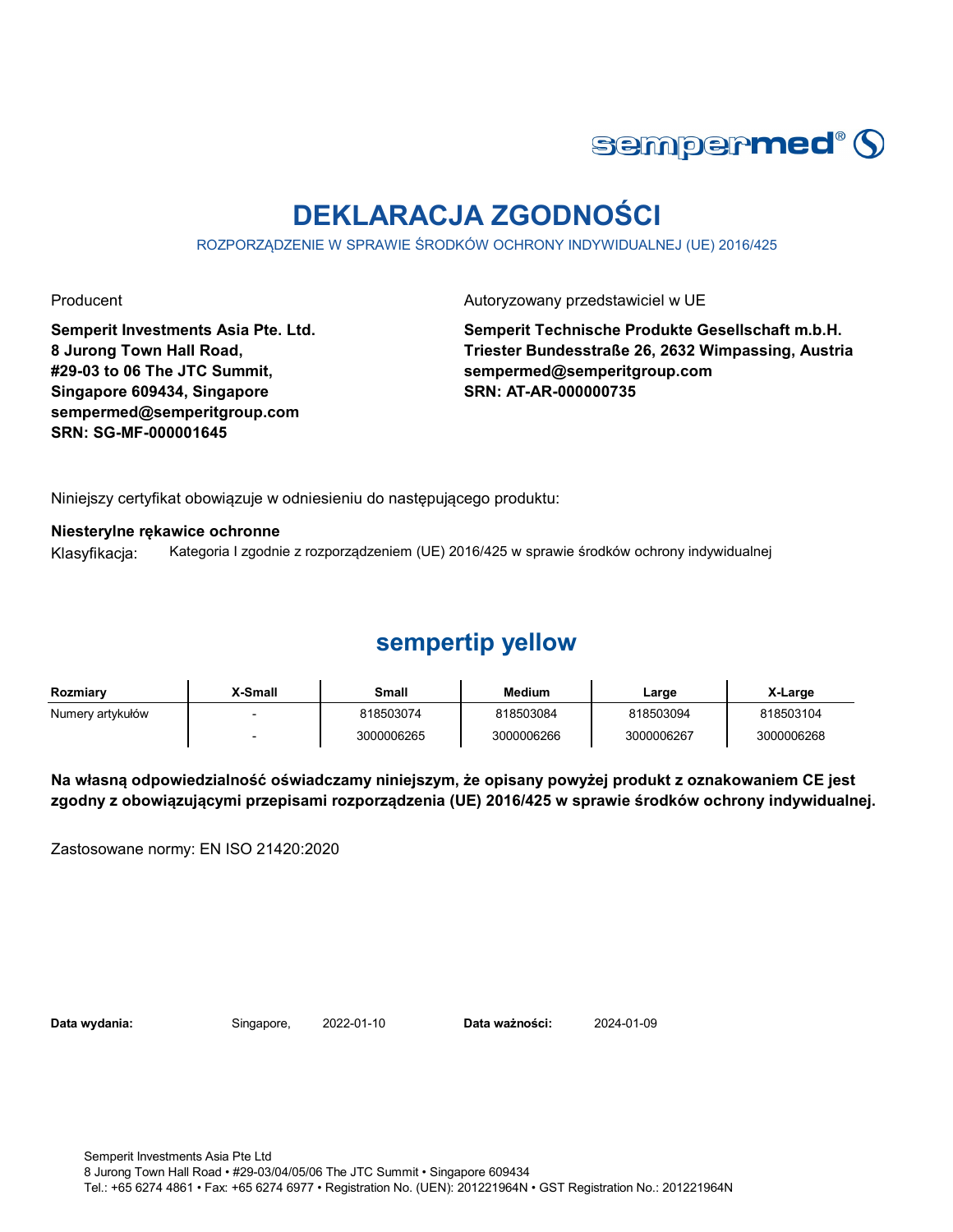# DEKLARACJA ZGODNOŚCI

ROZPORZĄDZENIE W SPRAWIE ŚRODKÓW OCHRONY INDYWIDUALNEJ (UE) 2016/425

Producent

**Semperit Investments Asia Pte. Ltd.**
**8 Jurong Town Hall Road,**
**#29-03 to 06 The JTC Summit,**
**Singapore 609434, Singapore**
**sempermed@semperitgroup.com**
**SRN: SG-MF-000001645**

Autoryzowany przedstawiciel w UE

**Semperit Technische Produkte Gesellschaft m.b.H.**
**Triester Bundesstraße 26, 2632 Wimpassing, Austria**
**sempermed@semperitgroup.com**
**SRN: AT-AR-000000735**

Niniejszy certyfikat obowiązuje w odniesieniu do następującego produktu:

**Niesterylne rękawice ochronne**

Klasyfikacja: Kategoria I zgodnie z rozporządzeniem (UE) 2016/425 w sprawie środków ochrony indywidualnej

## sempertip yellow

| Rozmiary | X-Small | Small | Medium | Large | X-Large |
|---|---|---|---|---|---|
| Numery artykułów | - | 818503074 | 818503084 | 818503094 | 818503104 |
| | - | 3000006265 | 3000006266 | 3000006267 | 3000006268 |

**Na własną odpowiedzialność oświadczamy niniejszym, że opisany powyżej produkt z oznakowaniem CE jest zgodny z obowiązującymi przepisami rozporządzenia (UE) 2016/425 w sprawie środków ochrony indywidualnej.**

Zastosowane normy: EN ISO 21420:2020

**Data wydania:** Singapore, 2022-01-10 **Data ważności:** 2024-01-09

Semperit Investments Asia Pte Ltd
8 Jurong Town Hall Road • #29-03/04/05/06 The JTC Summit • Singapore 609434
Tel.: +65 6274 4861 • Fax: +65 6274 6977 • Registration No. (UEN): 201221964N • GST Registration No.: 201221964N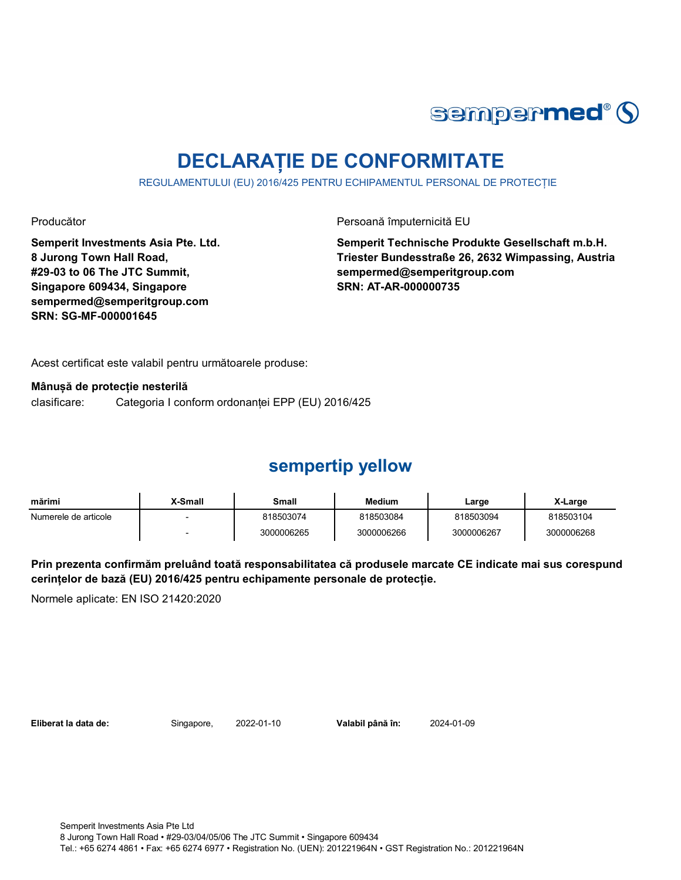sempermed®

# DECLARAȚIE DE CONFORMITATE

REGULAMENTULUI (EU) 2016/425 PENTRU ECHIPAMENTUL PERSONAL DE PROTECȚIE

Producător

**Semperit Investments Asia Pte. Ltd.**
**8 Jurong Town Hall Road,**
**#29-03 to 06 The JTC Summit,**
**Singapore 609434, Singapore**
**sempermed@semperitgroup.com**
**SRN: SG-MF-000001645**

Persoană împuternicită EU

**Semperit Technische Produkte Gesellschaft m.b.H.**
**Triester Bundesstraße 26, 2632 Wimpassing, Austria**
**sempermed@semperitgroup.com**
**SRN: AT-AR-000000735**

Acest certificat este valabil pentru următoarele produse:

**Mânușă de protecție nesterilă**

clasificare: Categoria I conform ordonanței EPP (EU) 2016/425

## sempertip yellow

| mărimi | X-Small | Small | Medium | Large | X-Large |
|---|---|---|---|---|---|
| Numerele de articole | - | 818503074 | 818503084 | 818503094 | 818503104 |
| | - | 3000006265 | 3000006266 | 3000006267 | 3000006268 |

**Prin prezenta confirmăm preluând toată responsabilitatea că produsele marcate CE indicate mai sus corespund cerințelor de bază (EU) 2016/425 pentru echipamente personale de protecție.**

Normele aplicate: EN ISO 21420:2020

**Eliberat la data de:** Singapore, 2022-01-10 **Valabil până în:** 2024-01-09

Semperit Investments Asia Pte Ltd
8 Jurong Town Hall Road • #29-03/04/05/06 The JTC Summit • Singapore 609434
Tel.: +65 6274 4861 • Fax: +65 6274 6977 • Registration No. (UEN): 201221964N • GST Registration No.: 201221964N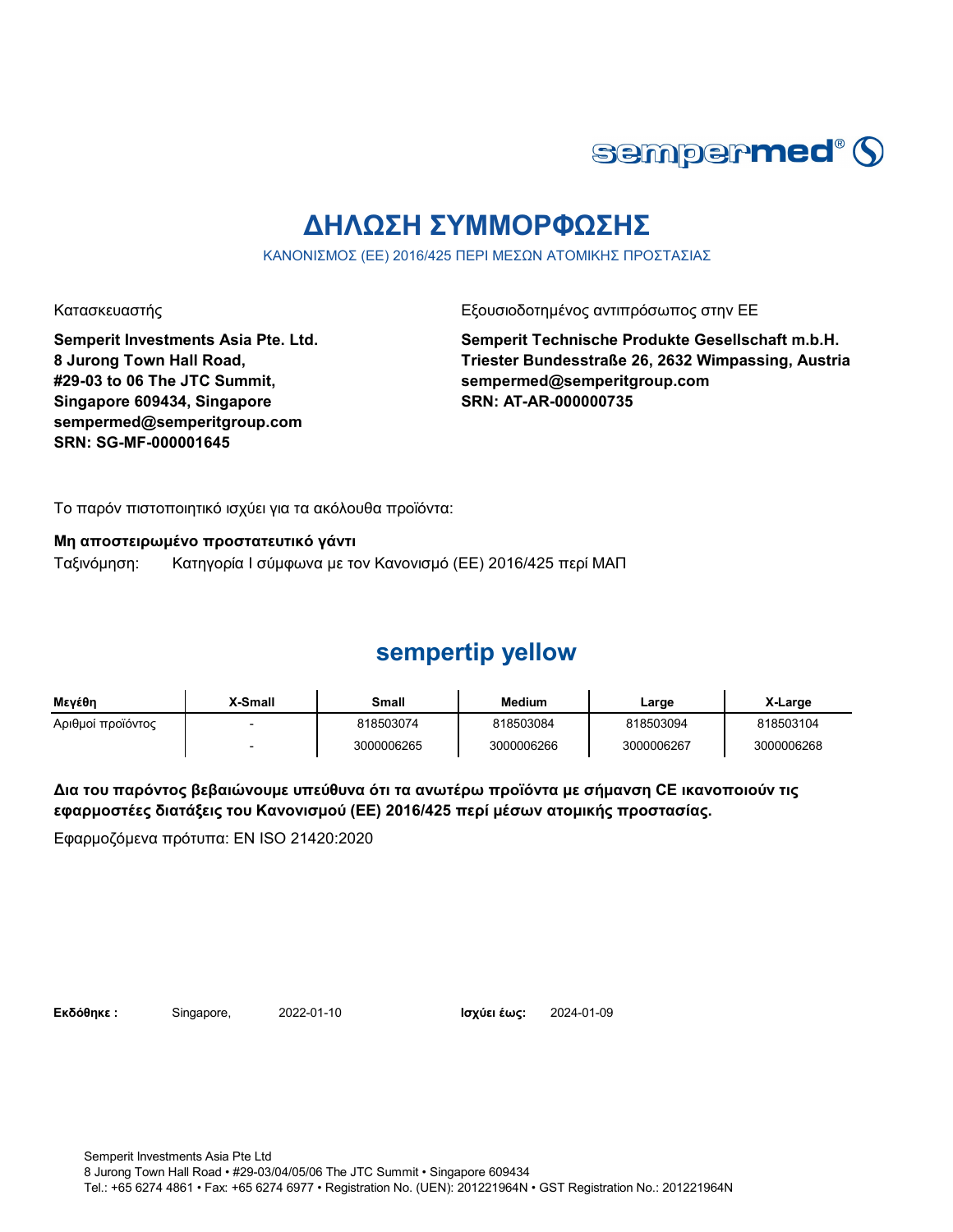sempermed®

# ΔΗΛΩΣΗ ΣΥΜΜΟΡΦΩΣΗΣ

ΚΑΝΟΝΙΣΜΟΣ (ΕΕ) 2016/425 ΠΕΡΙ ΜΕΣΩΝ ΑΤΟΜΙΚΗΣ ΠΡΟΣΤΑΣΙΑΣ

Κατασκευαστής

**Semperit Investments Asia Pte. Ltd.**
**8 Jurong Town Hall Road,**
**#29-03 to 06 The JTC Summit,**
**Singapore 609434, Singapore**
**sempermed@semperitgroup.com**
**SRN: SG-MF-000001645**

Εξουσιοδοτημένος αντιπρόσωπος στην ΕΕ

**Semperit Technische Produkte Gesellschaft m.b.H.**
**Triester Bundesstraße 26, 2632 Wimpassing, Austria**
**sempermed@semperitgroup.com**
**SRN: AT-AR-000000735**

Το παρόν πιστοποιητικό ισχύει για τα ακόλουθα προϊόντα:

**Μη αποστειρωμένο προστατευτικό γάντι**

Ταξινόμηση: Κατηγορία I σύμφωνα με τον Κανονισμό (ΕΕ) 2016/425 περί ΜΑΠ

## sempertip yellow

| Μεγέθη | X-Small | Small | Medium | Large | X-Large |
|---|---|---|---|---|---|
| Αριθμοί προϊόντος | - | 818503074 | 818503084 | 818503094 | 818503104 |
| | - | 3000006265 | 3000006266 | 3000006267 | 3000006268 |

**Δια του παρόντος βεβαιώνουμε υπεύθυνα ότι τα ανωτέρω προϊόντα με σήμανση CE ικανοποιούν τις εφαρμοστέες διατάξεις του Κανονισμού (ΕΕ) 2016/425 περί μέσων ατομικής προστασίας.**

Εφαρμοζόμενα πρότυπα: EN ISO 21420:2020

**Εκδόθηκε :** Singapore, 2022-01-10 **Ισχύει έως:** 2024-01-09

Semperit Investments Asia Pte Ltd
8 Jurong Town Hall Road • #29-03/04/05/06 The JTC Summit • Singapore 609434
Tel.: +65 6274 4861 • Fax: +65 6274 6977 • Registration No. (UEN): 201221964N • GST Registration No.: 201221964N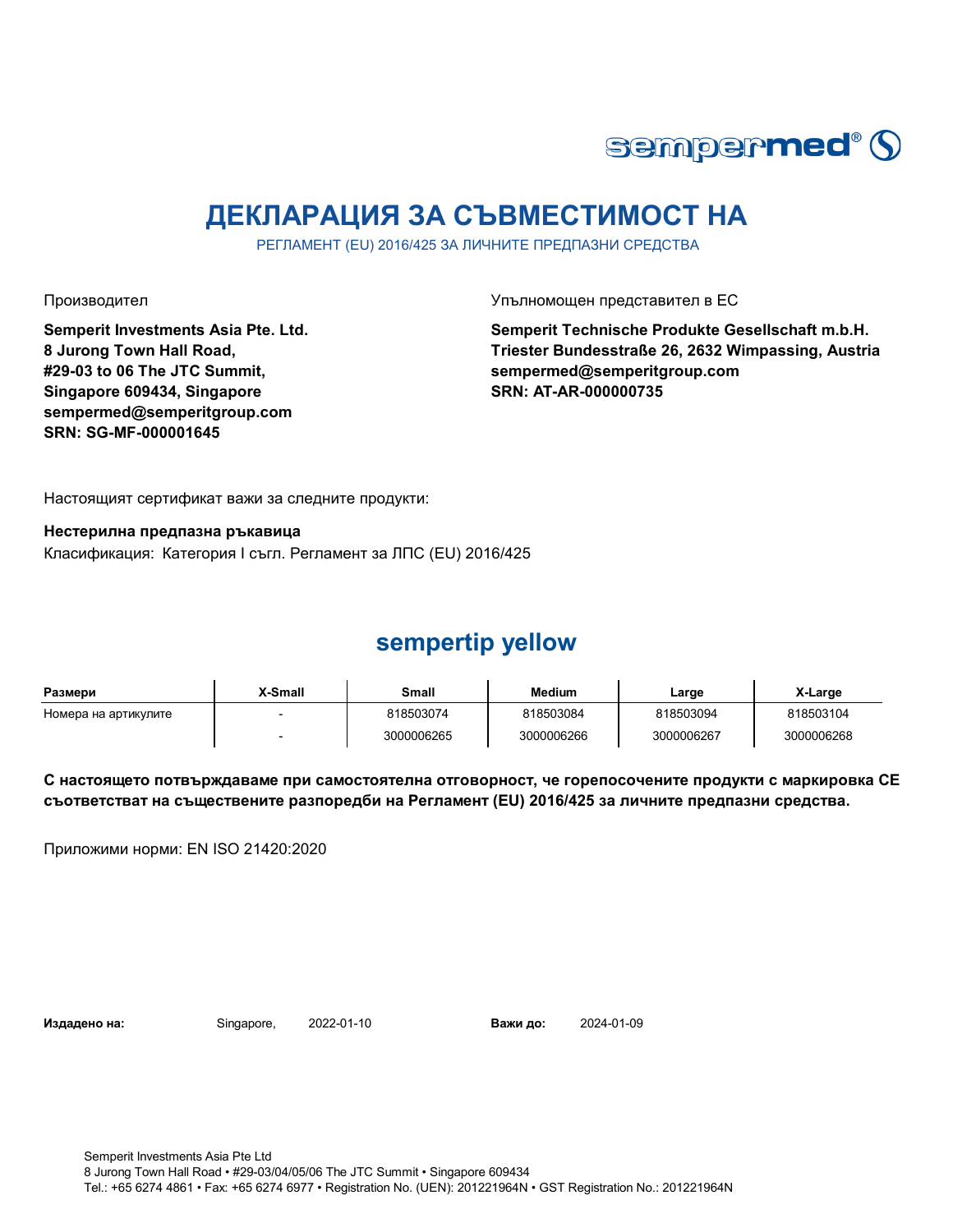sempermed®

# ДЕКЛАРАЦИЯ ЗА СЪВМЕСТИМОСТ НА

РЕГЛАМЕНТ (EU) 2016/425 ЗА ЛИЧНИТЕ ПРЕДПАЗНИ СРЕДСТВА

Производител

**Semperit Investments Asia Pte. Ltd.**
**8 Jurong Town Hall Road,**
**#29-03 to 06 The JTC Summit,**
**Singapore 609434, Singapore**
**sempermed@semperitgroup.com**
**SRN: SG-MF-000001645**

Упълномощен представител в ЕС

**Semperit Technische Produkte Gesellschaft m.b.H.**
**Triester Bundesstraße 26, 2632 Wimpassing, Austria**
**sempermed@semperitgroup.com**
**SRN: AT-AR-000000735**

Настоящият сертификат важи за следните продукти:

**Нестерилна предпазна ръкавица**

Класификация: Категория I съгл. Регламент за ЛПС (EU) 2016/425

## sempertip yellow

| Размери | X-Small | Small | Medium | Large | X-Large |
|---|---|---|---|---|---|
| Номера на артикулите | - | 818503074 | 818503084 | 818503094 | 818503104 |
| | - | 3000006265 | 3000006266 | 3000006267 | 3000006268 |

**С настоящето потвърждаваме при самостоятелна отговорност, че горепосочените продукти с маркировка CE съответстват на съществените разпоредби на Регламент (EU) 2016/425 за личните предпазни средства.**

Приложими норми: EN ISO 21420:2020

**Издадено на:** Singapore, 2022-01-10 **Важи до:** 2024-01-09

Semperit Investments Asia Pte Ltd
8 Jurong Town Hall Road • #29-03/04/05/06 The JTC Summit • Singapore 609434
Tel.: +65 6274 4861 • Fax: +65 6274 6977 • Registration No. (UEN): 201221964N • GST Registration No.: 201221964N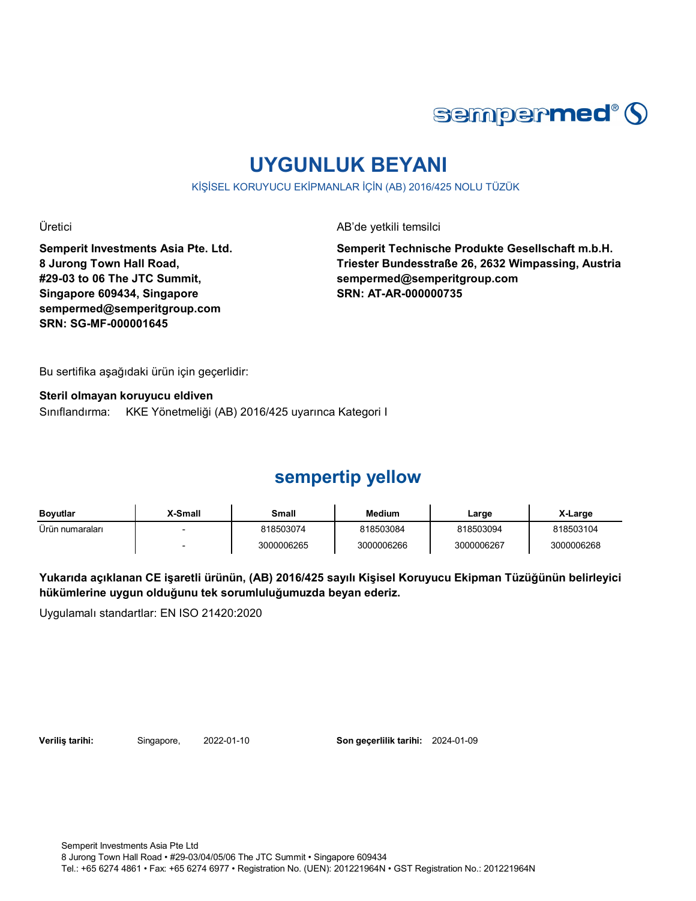sempermed®

# UYGUNLUK BEYANI

KİŞİSEL KORUYUCU EKİPMANLAR İÇİN (AB) 2016/425 NOLU TÜZÜK

Üretici

**Semperit Investments Asia Pte. Ltd.**
**8 Jurong Town Hall Road,**
**#29-03 to 06 The JTC Summit,**
**Singapore 609434, Singapore**
**sempermed@semperitgroup.com**
**SRN: SG-MF-000001645**

AB'de yetkili temsilci

**Semperit Technische Produkte Gesellschaft m.b.H.**
**Triester Bundesstraße 26, 2632 Wimpassing, Austria**
**sempermed@semperitgroup.com**
**SRN: AT-AR-000000735**

Bu sertifika aşağıdaki ürün için geçerlidir:

**Steril olmayan koruyucu eldiven**

Sınıflandırma: KKE Yönetmeliği (AB) 2016/425 uyarınca Kategori I

## sempertip yellow

| Boyutlar | X-Small | Small | Medium | Large | X-Large |
|---|---|---|---|---|---|
| Ürün numaraları | - | 818503074 | 818503084 | 818503094 | 818503104 |
| | - | 3000006265 | 3000006266 | 3000006267 | 3000006268 |

**Yukarıda açıklanan CE işaretli ürünün, (AB) 2016/425 sayılı Kişisel Koruyucu Ekipman Tüzüğünün belirleyici hükümlerine uygun olduğunu tek sorumluluğumuzda beyan ederiz.**

Uygulamalı standartlar: EN ISO 21420:2020

**Veriliş tarihi:** Singapore, 2022-01-10

**Son geçerlilik tarihi:** 2024-01-09

Semperit Investments Asia Pte Ltd
8 Jurong Town Hall Road • #29-03/04/05/06 The JTC Summit • Singapore 609434
Tel.: +65 6274 4861 • Fax: +65 6274 6977 • Registration No. (UEN): 201221964N • GST Registration No.: 201221964N